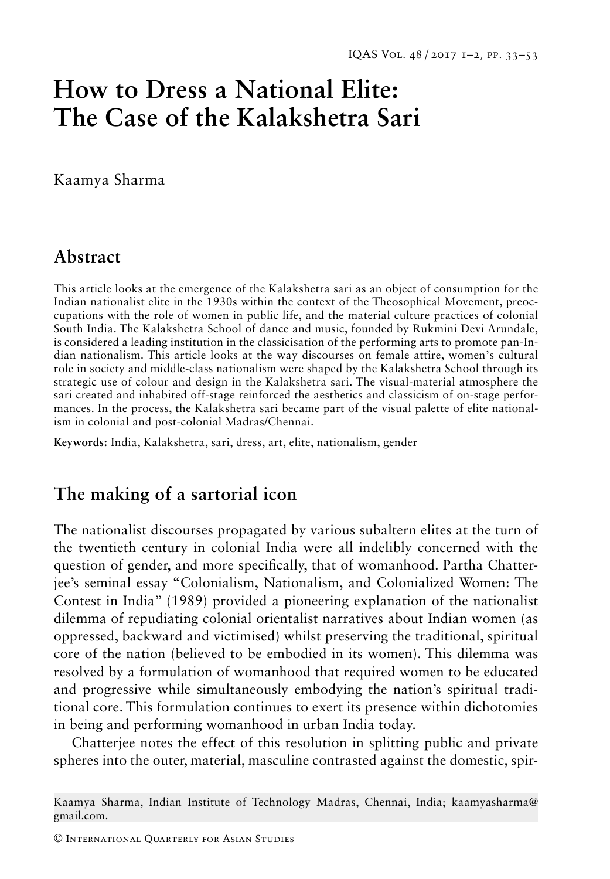# How to Dress a National Elite: The Case of the Kalakshetra Sari

Kaamya Sharma

## Abstract

This article looks at the emergence of the Kalakshetra sari as an object of consumption for the Indian nationalist elite in the 1930s within the context of the Theosophical Movement, preoccupations with the role of women in public life, and the material culture practices of colonial South India. The Kalakshetra School of dance and music, founded by Rukmini Devi Arundale, is considered a leading institution in the classicisation of the performing arts to promote pan-Indian nationalism. This article looks at the way discourses on female attire, women's cultural role in society and middle-class nationalism were shaped by the Kalakshetra School through its strategic use of colour and design in the Kalakshetra sari. The visual-material atmosphere the sari created and inhabited off-stage reinforced the aesthetics and classicism of on-stage performances. In the process, the Kalakshetra sari became part of the visual palette of elite nationalism in colonial and post-colonial Madras/Chennai.

**Keywords:** India, Kalakshetra, sari, dress, art, elite, nationalism, gender

## The making of a sartorial icon

The nationalist discourses propagated by various subaltern elites at the turn of the twentieth century in colonial India were all indelibly concerned with the question of gender, and more specifically, that of womanhood. Partha Chatterjee's seminal essay "Colonialism, Nationalism, and Colonialized Women: The Contest in India" (1989) provided a pioneering explanation of the nationalist dilemma of repudiating colonial orientalist narratives about Indian women (as oppressed, backward and victimised) whilst preserving the traditional, spiritual core of the nation (believed to be embodied in its women). This dilemma was resolved by a formulation of womanhood that required women to be educated and progressive while simultaneously embodying the nation's spiritual traditional core. This formulation continues to exert its presence within dichotomies in being and performing womanhood in urban India today.

Chatterjee notes the effect of this resolution in splitting public and private spheres into the outer, material, masculine contrasted against the domestic, spir-

Kaamya Sharma, Indian Institute of Technology Madras, Chennai, India; kaamyasharma@gmail.com.

© International Quarterly for Asian Studies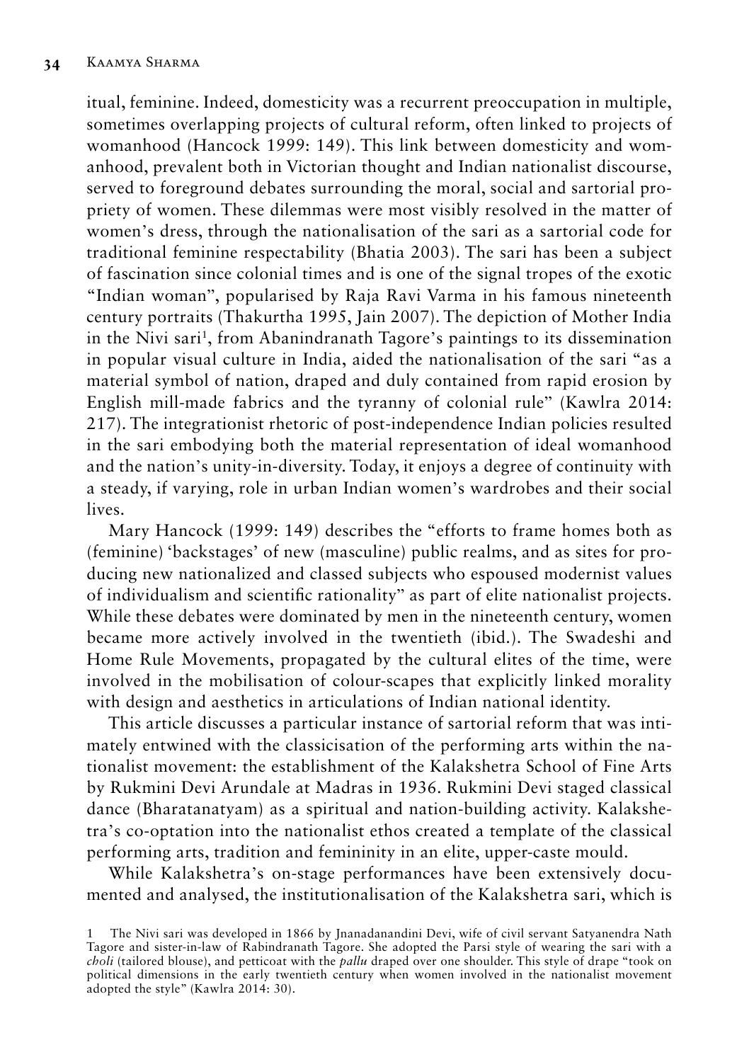itual, feminine. Indeed, domesticity was a recurrent preoccupation in multiple, sometimes overlapping projects of cultural reform, often linked to projects of womanhood (Hancock 1999: 149). This link between domesticity and womanhood, prevalent both in Victorian thought and Indian nationalist discourse, served to foreground debates surrounding the moral, social and sartorial propriety of women. These dilemmas were most visibly resolved in the matter of women's dress, through the nationalisation of the sari as a sartorial code for traditional feminine respectability (Bhatia 2003). The sari has been a subject of fascination since colonial times and is one of the signal tropes of the exotic "Indian woman", popularised by Raja Ravi Varma in his famous nineteenth century portraits (Thakurtha 1995, Jain 2007). The depiction of Mother India in the Nivi sari[1], from Abanindranath Tagore's paintings to its dissemination in popular visual culture in India, aided the nationalisation of the sari "as a material symbol of nation, draped and duly contained from rapid erosion by English mill-made fabrics and the tyranny of colonial rule" (Kawlra 2014: 217). The integrationist rhetoric of post-independence Indian policies resulted in the sari embodying both the material representation of ideal womanhood and the nation's unity-in-diversity. Today, it enjoys a degree of continuity with a steady, if varying, role in urban Indian women's wardrobes and their social lives.

Mary Hancock (1999: 149) describes the "efforts to frame homes both as (feminine) 'backstages' of new (masculine) public realms, and as sites for producing new nationalized and classed subjects who espoused modernist values of individualism and scientific rationality" as part of elite nationalist projects. While these debates were dominated by men in the nineteenth century, women became more actively involved in the twentieth (ibid.). The Swadeshi and Home Rule Movements, propagated by the cultural elites of the time, were involved in the mobilisation of colour-scapes that explicitly linked morality with design and aesthetics in articulations of Indian national identity.

This article discusses a particular instance of sartorial reform that was intimately entwined with the classicisation of the performing arts within the nationalist movement: the establishment of the Kalakshetra School of Fine Arts by Rukmini Devi Arundale at Madras in 1936. Rukmini Devi staged classical dance (Bharatanatyam) as a spiritual and nation-building activity. Kalakshetra's co-optation into the nationalist ethos created a template of the classical performing arts, tradition and femininity in an elite, upper-caste mould.

While Kalakshetra's on-stage performances have been extensively documented and analysed, the institutionalisation of the Kalakshetra sari, which is

1 The Nivi sari was developed in 1866 by Jnanadanandini Devi, wife of civil servant Satyanendra Nath Tagore and sister-in-law of Rabindranath Tagore. She adopted the Parsi style of wearing the sari with a *choli* (tailored blouse), and petticoat with the *pallu* draped over one shoulder. This style of drape "took on political dimensions in the early twentieth century when women involved in the nationalist movement adopted the style" (Kawlra 2014: 30).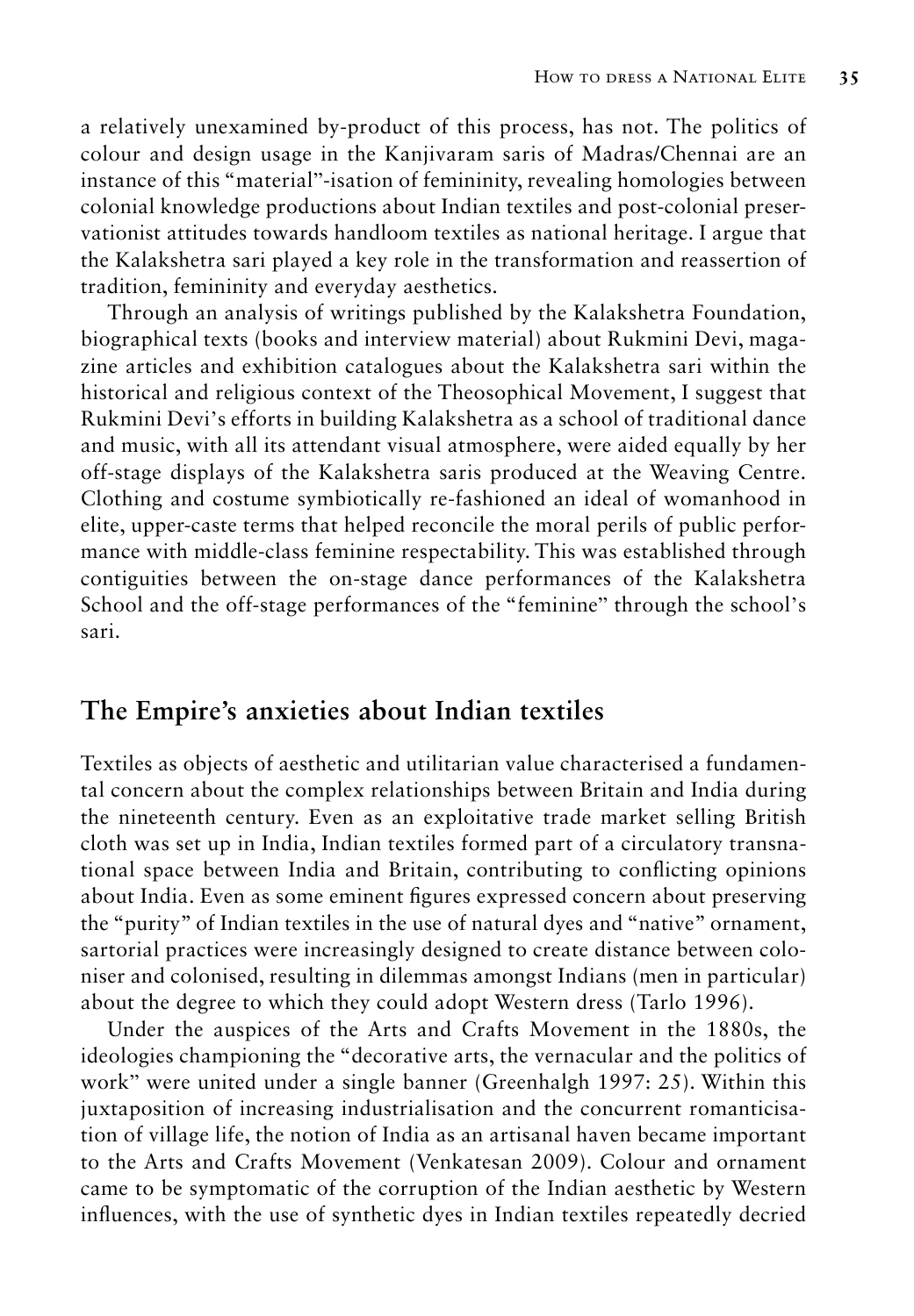a relatively unexamined by-product of this process, has not. The politics of colour and design usage in the Kanjivaram saris of Madras/Chennai are an instance of this "material"-isation of femininity, revealing homologies between colonial knowledge productions about Indian textiles and post-colonial preservationist attitudes towards handloom textiles as national heritage. I argue that the Kalakshetra sari played a key role in the transformation and reassertion of tradition, femininity and everyday aesthetics.

Through an analysis of writings published by the Kalakshetra Foundation, biographical texts (books and interview material) about Rukmini Devi, magazine articles and exhibition catalogues about the Kalakshetra sari within the historical and religious context of the Theosophical Movement, I suggest that Rukmini Devi's efforts in building Kalakshetra as a school of traditional dance and music, with all its attendant visual atmosphere, were aided equally by her off-stage displays of the Kalakshetra saris produced at the Weaving Centre. Clothing and costume symbiotically re-fashioned an ideal of womanhood in elite, upper-caste terms that helped reconcile the moral perils of public performance with middle-class feminine respectability. This was established through contiguities between the on-stage dance performances of the Kalakshetra School and the off-stage performances of the "feminine" through the school's sari.

## The Empire's anxieties about Indian textiles

Textiles as objects of aesthetic and utilitarian value characterised a fundamental concern about the complex relationships between Britain and India during the nineteenth century. Even as an exploitative trade market selling British cloth was set up in India, Indian textiles formed part of a circulatory transnational space between India and Britain, contributing to conflicting opinions about India. Even as some eminent figures expressed concern about preserving the "purity" of Indian textiles in the use of natural dyes and "native" ornament, sartorial practices were increasingly designed to create distance between coloniser and colonised, resulting in dilemmas amongst Indians (men in particular) about the degree to which they could adopt Western dress (Tarlo 1996).

Under the auspices of the Arts and Crafts Movement in the 1880s, the ideologies championing the "decorative arts, the vernacular and the politics of work" were united under a single banner (Greenhalgh 1997: 25). Within this juxtaposition of increasing industrialisation and the concurrent romanticisation of village life, the notion of India as an artisanal haven became important to the Arts and Crafts Movement (Venkatesan 2009). Colour and ornament came to be symptomatic of the corruption of the Indian aesthetic by Western influences, with the use of synthetic dyes in Indian textiles repeatedly decried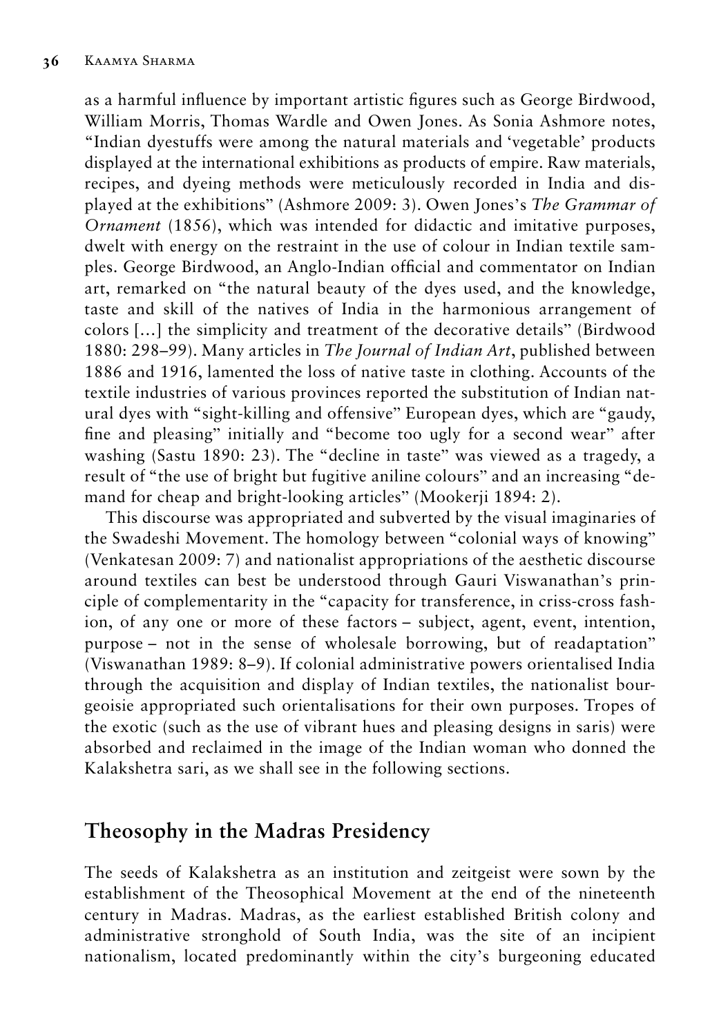as a harmful influence by important artistic figures such as George Birdwood, William Morris, Thomas Wardle and Owen Jones. As Sonia Ashmore notes, "Indian dyestuffs were among the natural materials and 'vegetable' products displayed at the international exhibitions as products of empire. Raw materials, recipes, and dyeing methods were meticulously recorded in India and displayed at the exhibitions" (Ashmore 2009: 3). Owen Jones's *The Grammar of Ornament* (1856), which was intended for didactic and imitative purposes, dwelt with energy on the restraint in the use of colour in Indian textile samples. George Birdwood, an Anglo-Indian official and commentator on Indian art, remarked on "the natural beauty of the dyes used, and the knowledge, taste and skill of the natives of India in the harmonious arrangement of colors […] the simplicity and treatment of the decorative details" (Birdwood 1880: 298–99). Many articles in *The Journal of Indian Art*, published between 1886 and 1916, lamented the loss of native taste in clothing. Accounts of the textile industries of various provinces reported the substitution of Indian natural dyes with "sight-killing and offensive" European dyes, which are "gaudy, fine and pleasing" initially and "become too ugly for a second wear" after washing (Sastu 1890: 23). The "decline in taste" was viewed as a tragedy, a result of "the use of bright but fugitive aniline colours" and an increasing "demand for cheap and bright-looking articles" (Mookerji 1894: 2).

This discourse was appropriated and subverted by the visual imaginaries of the Swadeshi Movement. The homology between "colonial ways of knowing" (Venkatesan 2009: 7) and nationalist appropriations of the aesthetic discourse around textiles can best be understood through Gauri Viswanathan's principle of complementarity in the "capacity for transference, in criss-cross fashion, of any one or more of these factors – subject, agent, event, intention, purpose – not in the sense of wholesale borrowing, but of readaptation" (Viswanathan 1989: 8–9). If colonial administrative powers orientalised India through the acquisition and display of Indian textiles, the nationalist bourgeoisie appropriated such orientalisations for their own purposes. Tropes of the exotic (such as the use of vibrant hues and pleasing designs in saris) were absorbed and reclaimed in the image of the Indian woman who donned the Kalakshetra sari, as we shall see in the following sections.

## Theosophy in the Madras Presidency

The seeds of Kalakshetra as an institution and zeitgeist were sown by the establishment of the Theosophical Movement at the end of the nineteenth century in Madras. Madras, as the earliest established British colony and administrative stronghold of South India, was the site of an incipient nationalism, located predominantly within the city's burgeoning educated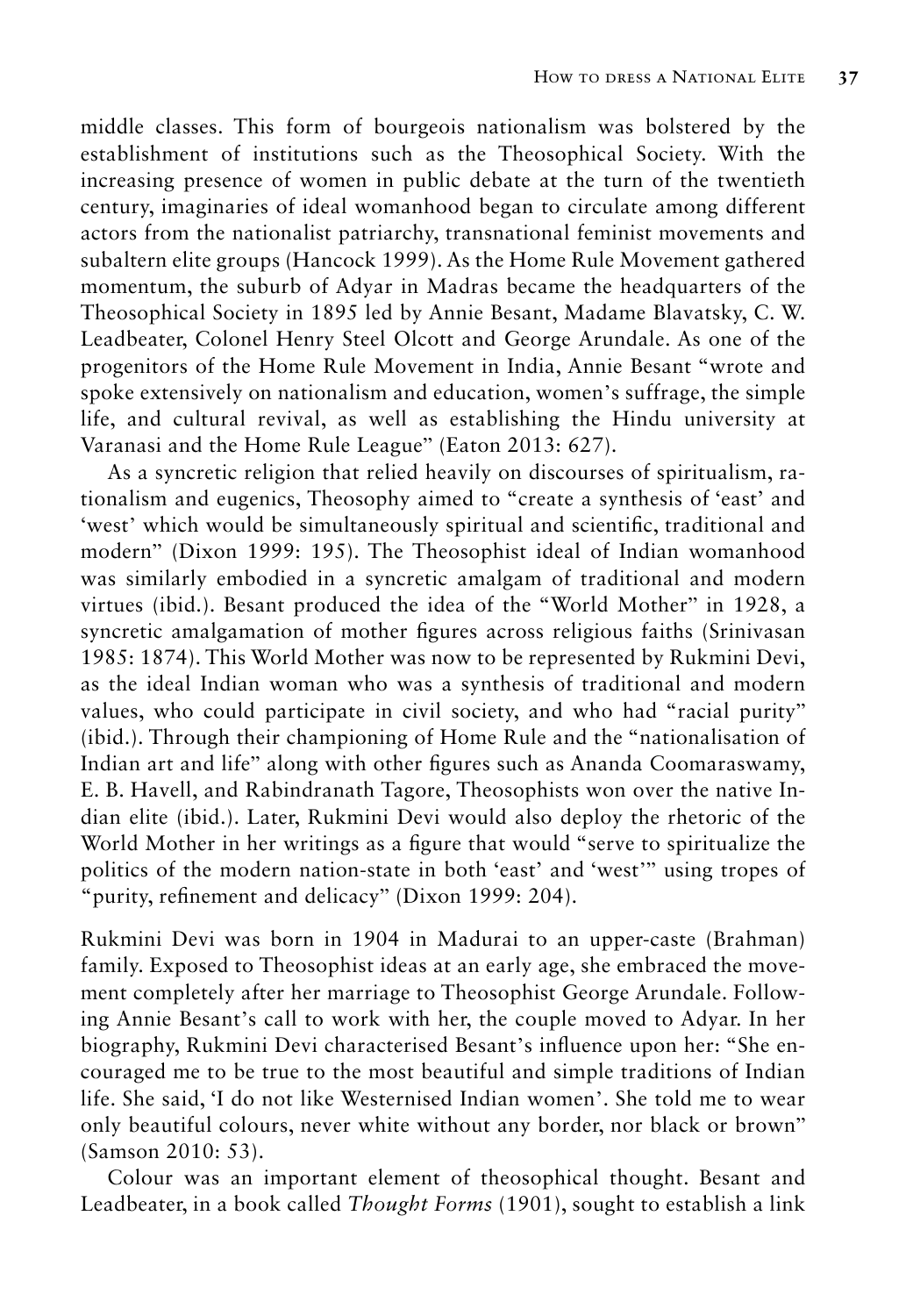middle classes. This form of bourgeois nationalism was bolstered by the establishment of institutions such as the Theosophical Society. With the increasing presence of women in public debate at the turn of the twentieth century, imaginaries of ideal womanhood began to circulate among different actors from the nationalist patriarchy, transnational feminist movements and subaltern elite groups (Hancock 1999). As the Home Rule Movement gathered momentum, the suburb of Adyar in Madras became the headquarters of the Theosophical Society in 1895 led by Annie Besant, Madame Blavatsky, C. W. Leadbeater, Colonel Henry Steel Olcott and George Arundale. As one of the progenitors of the Home Rule Movement in India, Annie Besant "wrote and spoke extensively on nationalism and education, women's suffrage, the simple life, and cultural revival, as well as establishing the Hindu university at Varanasi and the Home Rule League" (Eaton 2013: 627).

As a syncretic religion that relied heavily on discourses of spiritualism, rationalism and eugenics, Theosophy aimed to "create a synthesis of 'east' and 'west' which would be simultaneously spiritual and scientific, traditional and modern" (Dixon 1999: 195). The Theosophist ideal of Indian womanhood was similarly embodied in a syncretic amalgam of traditional and modern virtues (ibid.). Besant produced the idea of the "World Mother" in 1928, a syncretic amalgamation of mother figures across religious faiths (Srinivasan 1985: 1874). This World Mother was now to be represented by Rukmini Devi, as the ideal Indian woman who was a synthesis of traditional and modern values, who could participate in civil society, and who had "racial purity" (ibid.). Through their championing of Home Rule and the "nationalisation of Indian art and life" along with other figures such as Ananda Coomaraswamy, E. B. Havell, and Rabindranath Tagore, Theosophists won over the native Indian elite (ibid.). Later, Rukmini Devi would also deploy the rhetoric of the World Mother in her writings as a figure that would "serve to spiritualize the politics of the modern nation-state in both 'east' and 'west'" using tropes of "purity, refinement and delicacy" (Dixon 1999: 204).

Rukmini Devi was born in 1904 in Madurai to an upper-caste (Brahman) family. Exposed to Theosophist ideas at an early age, she embraced the movement completely after her marriage to Theosophist George Arundale. Following Annie Besant's call to work with her, the couple moved to Adyar. In her biography, Rukmini Devi characterised Besant's influence upon her: "She encouraged me to be true to the most beautiful and simple traditions of Indian life. She said, 'I do not like Westernised Indian women'. She told me to wear only beautiful colours, never white without any border, nor black or brown" (Samson 2010: 53).

Colour was an important element of theosophical thought. Besant and Leadbeater, in a book called *Thought Forms* (1901), sought to establish a link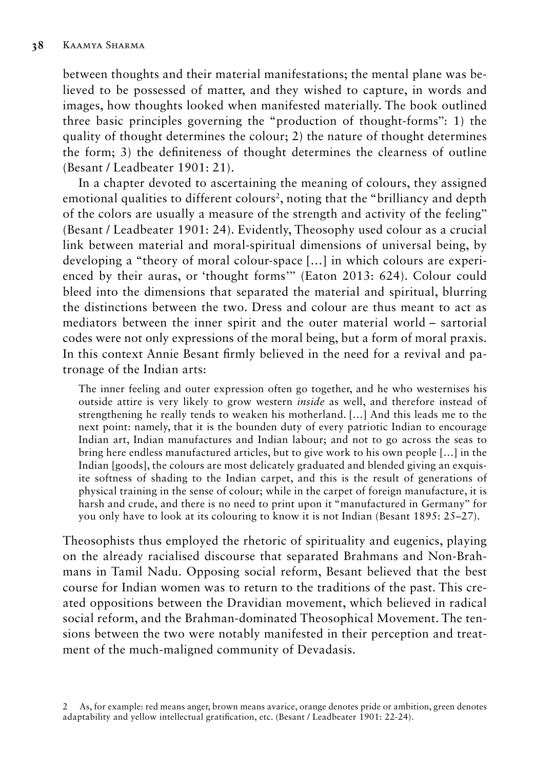between thoughts and their material manifestations; the mental plane was believed to be possessed of matter, and they wished to capture, in words and images, how thoughts looked when manifested materially. The book outlined three basic principles governing the "production of thought-forms": 1) the quality of thought determines the colour; 2) the nature of thought determines the form; 3) the definiteness of thought determines the clearness of outline (Besant / Leadbeater 1901: 21).

In a chapter devoted to ascertaining the meaning of colours, they assigned emotional qualities to different colours[2], noting that the "brilliancy and depth of the colors are usually a measure of the strength and activity of the feeling" (Besant / Leadbeater 1901: 24). Evidently, Theosophy used colour as a crucial link between material and moral-spiritual dimensions of universal being, by developing a "theory of moral colour-space […] in which colours are experienced by their auras, or 'thought forms'" (Eaton 2013: 624). Colour could bleed into the dimensions that separated the material and spiritual, blurring the distinctions between the two. Dress and colour are thus meant to act as mediators between the inner spirit and the outer material world – sartorial codes were not only expressions of the moral being, but a form of moral praxis. In this context Annie Besant firmly believed in the need for a revival and patronage of the Indian arts:

> The inner feeling and outer expression often go together, and he who westernises his outside attire is very likely to grow western *inside* as well, and therefore instead of strengthening he really tends to weaken his motherland. […] And this leads me to the next point: namely, that it is the bounden duty of every patriotic Indian to encourage Indian art, Indian manufactures and Indian labour; and not to go across the seas to bring here endless manufactured articles, but to give work to his own people […] in the Indian [goods], the colours are most delicately graduated and blended giving an exquisite softness of shading to the Indian carpet, and this is the result of generations of physical training in the sense of colour; while in the carpet of foreign manufacture, it is harsh and crude, and there is no need to print upon it "manufactured in Germany" for you only have to look at its colouring to know it is not Indian (Besant 1895: 25–27).

Theosophists thus employed the rhetoric of spirituality and eugenics, playing on the already racialised discourse that separated Brahmans and Non-Brahmans in Tamil Nadu. Opposing social reform, Besant believed that the best course for Indian women was to return to the traditions of the past. This created oppositions between the Dravidian movement, which believed in radical social reform, and the Brahman-dominated Theosophical Movement. The tensions between the two were notably manifested in their perception and treatment of the much-maligned community of Devadasis.

2 As, for example: red means anger, brown means avarice, orange denotes pride or ambition, green denotes adaptability and yellow intellectual gratification, etc. (Besant / Leadbeater 1901: 22-24).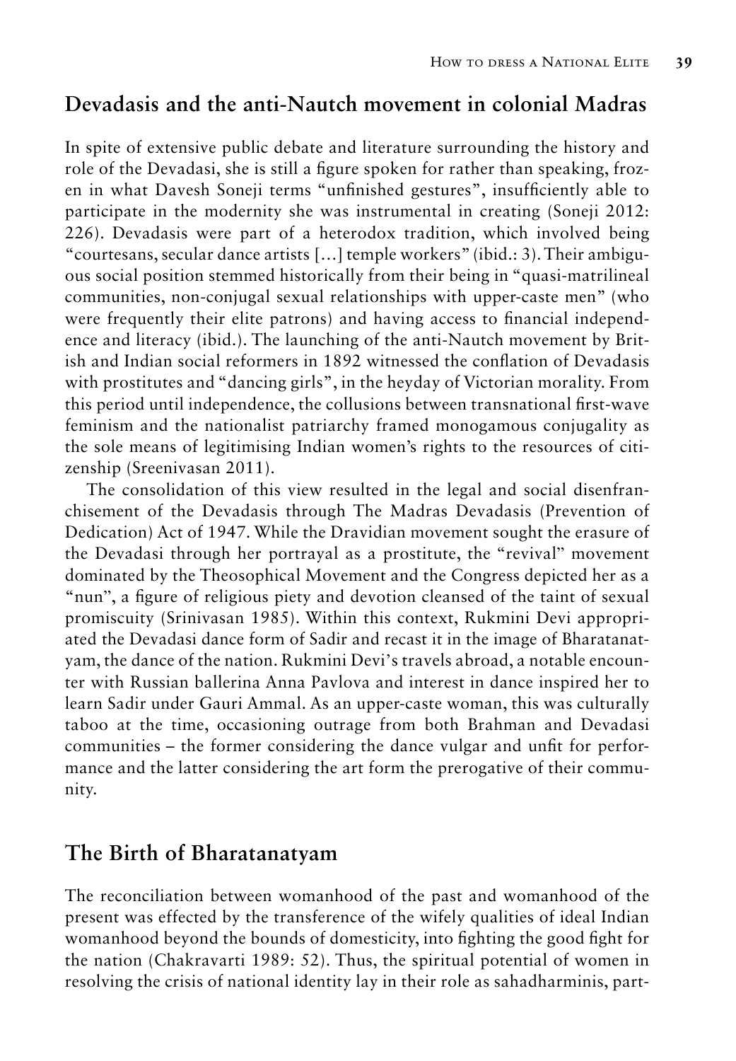## Devadasis and the anti-Nautch movement in colonial Madras

In spite of extensive public debate and literature surrounding the history and role of the Devadasi, she is still a figure spoken for rather than speaking, frozen in what Davesh Soneji terms "unfinished gestures", insufficiently able to participate in the modernity she was instrumental in creating (Soneji 2012: 226). Devadasis were part of a heterodox tradition, which involved being "courtesans, secular dance artists […] temple workers" (ibid.: 3). Their ambiguous social position stemmed historically from their being in "quasi-matrilineal communities, non-conjugal sexual relationships with upper-caste men" (who were frequently their elite patrons) and having access to financial independence and literacy (ibid.). The launching of the anti-Nautch movement by British and Indian social reformers in 1892 witnessed the conflation of Devadasis with prostitutes and "dancing girls", in the heyday of Victorian morality. From this period until independence, the collusions between transnational first-wave feminism and the nationalist patriarchy framed monogamous conjugality as the sole means of legitimising Indian women's rights to the resources of citizenship (Sreenivasan 2011).

The consolidation of this view resulted in the legal and social disenfranchisement of the Devadasis through The Madras Devadasis (Prevention of Dedication) Act of 1947. While the Dravidian movement sought the erasure of the Devadasi through her portrayal as a prostitute, the "revival" movement dominated by the Theosophical Movement and the Congress depicted her as a "nun", a figure of religious piety and devotion cleansed of the taint of sexual promiscuity (Srinivasan 1985). Within this context, Rukmini Devi appropriated the Devadasi dance form of Sadir and recast it in the image of Bharatanatyam, the dance of the nation. Rukmini Devi's travels abroad, a notable encounter with Russian ballerina Anna Pavlova and interest in dance inspired her to learn Sadir under Gauri Ammal. As an upper-caste woman, this was culturally taboo at the time, occasioning outrage from both Brahman and Devadasi communities – the former considering the dance vulgar and unfit for performance and the latter considering the art form the prerogative of their community.

## The Birth of Bharatanatyam

The reconciliation between womanhood of the past and womanhood of the present was effected by the transference of the wifely qualities of ideal Indian womanhood beyond the bounds of domesticity, into fighting the good fight for the nation (Chakravarti 1989: 52). Thus, the spiritual potential of women in resolving the crisis of national identity lay in their role as sahadharminis, part-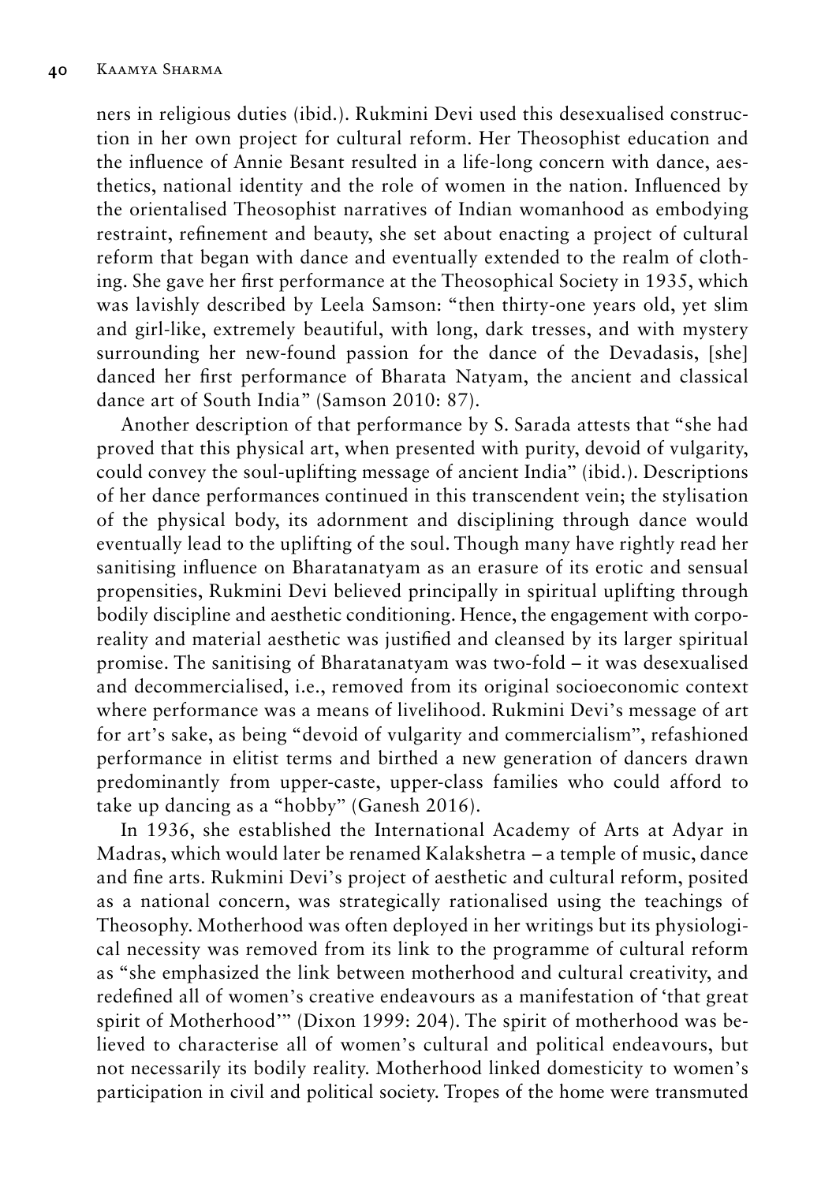ners in religious duties (ibid.). Rukmini Devi used this desexualised construction in her own project for cultural reform. Her Theosophist education and the influence of Annie Besant resulted in a life-long concern with dance, aesthetics, national identity and the role of women in the nation. Influenced by the orientalised Theosophist narratives of Indian womanhood as embodying restraint, refinement and beauty, she set about enacting a project of cultural reform that began with dance and eventually extended to the realm of clothing. She gave her first performance at the Theosophical Society in 1935, which was lavishly described by Leela Samson: "then thirty-one years old, yet slim and girl-like, extremely beautiful, with long, dark tresses, and with mystery surrounding her new-found passion for the dance of the Devadasis, [she] danced her first performance of Bharata Natyam, the ancient and classical dance art of South India" (Samson 2010: 87).

Another description of that performance by S. Sarada attests that "she had proved that this physical art, when presented with purity, devoid of vulgarity, could convey the soul-uplifting message of ancient India" (ibid.). Descriptions of her dance performances continued in this transcendent vein; the stylisation of the physical body, its adornment and disciplining through dance would eventually lead to the uplifting of the soul. Though many have rightly read her sanitising influence on Bharatanatyam as an erasure of its erotic and sensual propensities, Rukmini Devi believed principally in spiritual uplifting through bodily discipline and aesthetic conditioning. Hence, the engagement with corporeality and material aesthetic was justified and cleansed by its larger spiritual promise. The sanitising of Bharatanatyam was two-fold – it was desexualised and decommercialised, i.e., removed from its original socioeconomic context where performance was a means of livelihood. Rukmini Devi's message of art for art's sake, as being "devoid of vulgarity and commercialism", refashioned performance in elitist terms and birthed a new generation of dancers drawn predominantly from upper-caste, upper-class families who could afford to take up dancing as a "hobby" (Ganesh 2016).

In 1936, she established the International Academy of Arts at Adyar in Madras, which would later be renamed Kalakshetra – a temple of music, dance and fine arts. Rukmini Devi's project of aesthetic and cultural reform, posited as a national concern, was strategically rationalised using the teachings of Theosophy. Motherhood was often deployed in her writings but its physiological necessity was removed from its link to the programme of cultural reform as "she emphasized the link between motherhood and cultural creativity, and redefined all of women's creative endeavours as a manifestation of 'that great spirit of Motherhood'" (Dixon 1999: 204). The spirit of motherhood was believed to characterise all of women's cultural and political endeavours, but not necessarily its bodily reality. Motherhood linked domesticity to women's participation in civil and political society. Tropes of the home were transmuted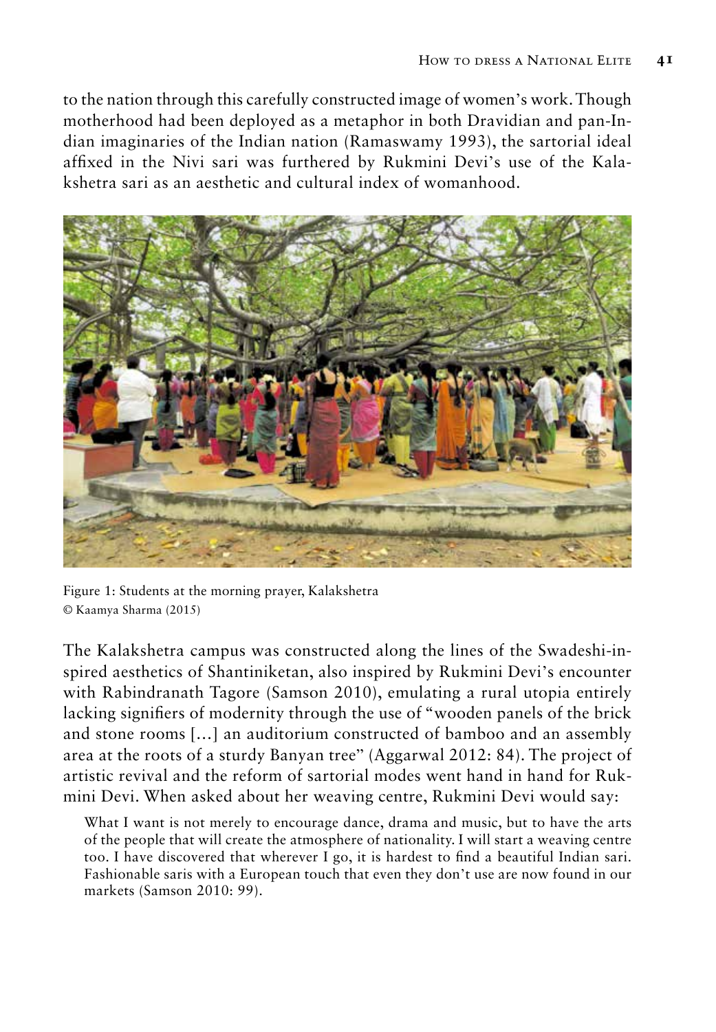to the nation through this carefully constructed image of women's work. Though motherhood had been deployed as a metaphor in both Dravidian and pan-Indian imaginaries of the Indian nation (Ramaswamy 1993), the sartorial ideal affixed in the Nivi sari was furthered by Rukmini Devi's use of the Kalakshetra sari as an aesthetic and cultural index of womanhood.

Figure 1: Students at the morning prayer, Kalakshetra
© Kaamya Sharma (2015)

The Kalakshetra campus was constructed along the lines of the Swadeshi-inspired aesthetics of Shantiniketan, also inspired by Rukmini Devi's encounter with Rabindranath Tagore (Samson 2010), emulating a rural utopia entirely lacking signifiers of modernity through the use of "wooden panels of the brick and stone rooms […] an auditorium constructed of bamboo and an assembly area at the roots of a sturdy Banyan tree" (Aggarwal 2012: 84). The project of artistic revival and the reform of sartorial modes went hand in hand for Rukmini Devi. When asked about her weaving centre, Rukmini Devi would say:

> What I want is not merely to encourage dance, drama and music, but to have the arts of the people that will create the atmosphere of nationality. I will start a weaving centre too. I have discovered that wherever I go, it is hardest to find a beautiful Indian sari. Fashionable saris with a European touch that even they don't use are now found in our markets (Samson 2010: 99).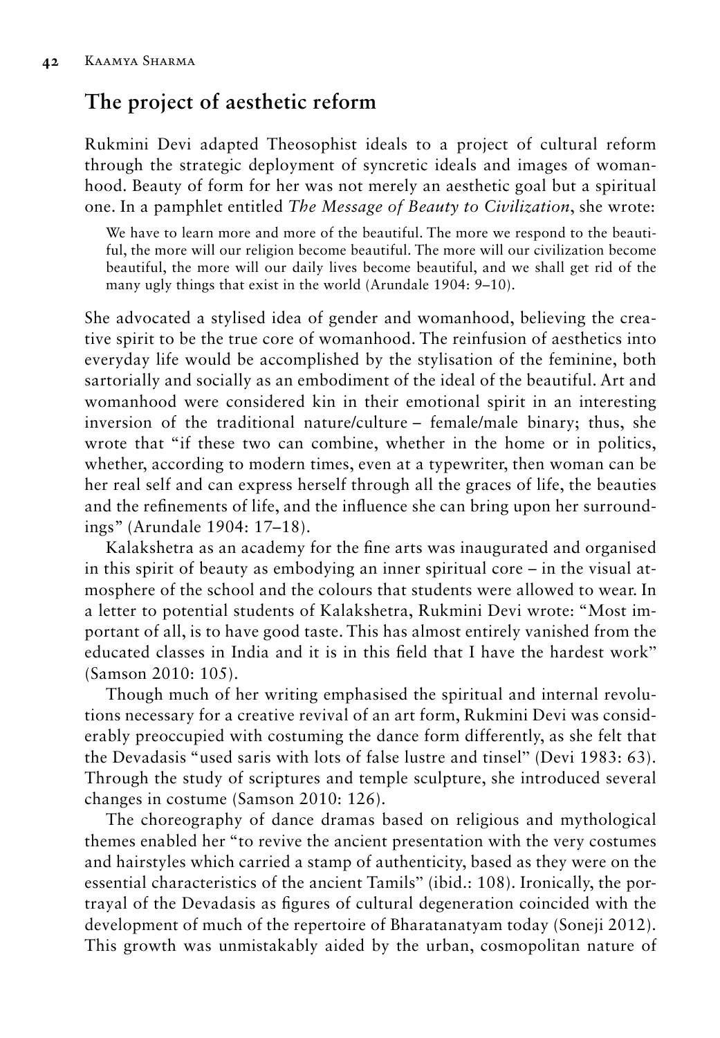## The project of aesthetic reform

Rukmini Devi adapted Theosophist ideals to a project of cultural reform through the strategic deployment of syncretic ideals and images of womanhood. Beauty of form for her was not merely an aesthetic goal but a spiritual one. In a pamphlet entitled *The Message of Beauty to Civilization*, she wrote:

> We have to learn more and more of the beautiful. The more we respond to the beautiful, the more will our religion become beautiful. The more will our civilization become beautiful, the more will our daily lives become beautiful, and we shall get rid of the many ugly things that exist in the world (Arundale 1904: 9–10).

She advocated a stylised idea of gender and womanhood, believing the creative spirit to be the true core of womanhood. The reinfusion of aesthetics into everyday life would be accomplished by the stylisation of the feminine, both sartorially and socially as an embodiment of the ideal of the beautiful. Art and womanhood were considered kin in their emotional spirit in an interesting inversion of the traditional nature/culture – female/male binary; thus, she wrote that "if these two can combine, whether in the home or in politics, whether, according to modern times, even at a typewriter, then woman can be her real self and can express herself through all the graces of life, the beauties and the refinements of life, and the influence she can bring upon her surroundings" (Arundale 1904: 17–18).

Kalakshetra as an academy for the fine arts was inaugurated and organised in this spirit of beauty as embodying an inner spiritual core – in the visual atmosphere of the school and the colours that students were allowed to wear. In a letter to potential students of Kalakshetra, Rukmini Devi wrote: "Most important of all, is to have good taste. This has almost entirely vanished from the educated classes in India and it is in this field that I have the hardest work" (Samson 2010: 105).

Though much of her writing emphasised the spiritual and internal revolutions necessary for a creative revival of an art form, Rukmini Devi was considerably preoccupied with costuming the dance form differently, as she felt that the Devadasis "used saris with lots of false lustre and tinsel" (Devi 1983: 63). Through the study of scriptures and temple sculpture, she introduced several changes in costume (Samson 2010: 126).

The choreography of dance dramas based on religious and mythological themes enabled her "to revive the ancient presentation with the very costumes and hairstyles which carried a stamp of authenticity, based as they were on the essential characteristics of the ancient Tamils" (ibid.: 108). Ironically, the portrayal of the Devadasis as figures of cultural degeneration coincided with the development of much of the repertoire of Bharatanatyam today (Soneji 2012). This growth was unmistakably aided by the urban, cosmopolitan nature of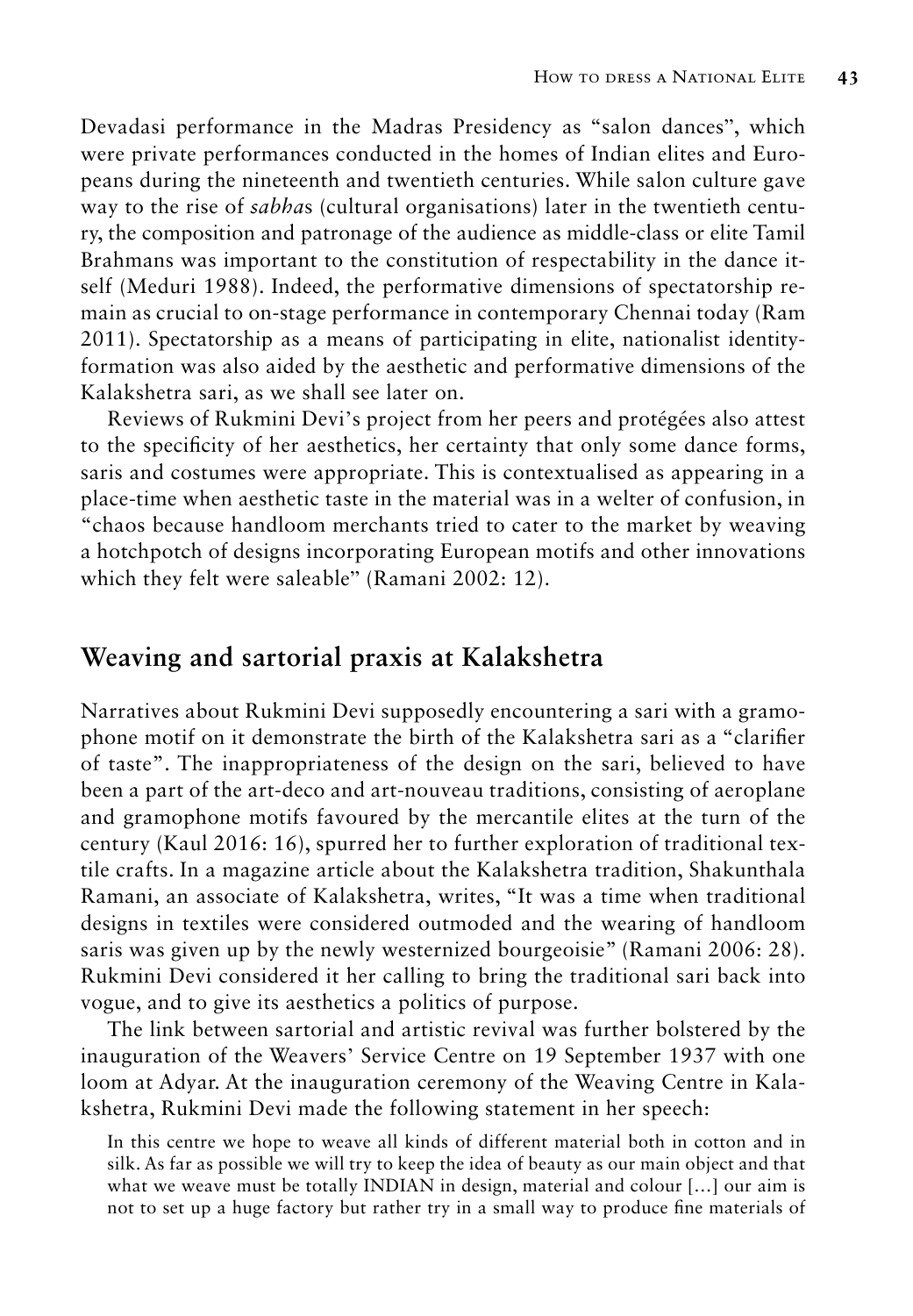Devadasi performance in the Madras Presidency as "salon dances", which were private performances conducted in the homes of Indian elites and Europeans during the nineteenth and twentieth centuries. While salon culture gave way to the rise of *sabha*s (cultural organisations) later in the twentieth century, the composition and patronage of the audience as middle-class or elite Tamil Brahmans was important to the constitution of respectability in the dance itself (Meduri 1988). Indeed, the performative dimensions of spectatorship remain as crucial to on-stage performance in contemporary Chennai today (Ram 2011). Spectatorship as a means of participating in elite, nationalist identity-formation was also aided by the aesthetic and performative dimensions of the Kalakshetra sari, as we shall see later on.

Reviews of Rukmini Devi's project from her peers and protégées also attest to the specificity of her aesthetics, her certainty that only some dance forms, saris and costumes were appropriate. This is contextualised as appearing in a place-time when aesthetic taste in the material was in a welter of confusion, in "chaos because handloom merchants tried to cater to the market by weaving a hotchpotch of designs incorporating European motifs and other innovations which they felt were saleable" (Ramani 2002: 12).

## Weaving and sartorial praxis at Kalakshetra

Narratives about Rukmini Devi supposedly encountering a sari with a gramophone motif on it demonstrate the birth of the Kalakshetra sari as a "clarifier of taste". The inappropriateness of the design on the sari, believed to have been a part of the art-deco and art-nouveau traditions, consisting of aeroplane and gramophone motifs favoured by the mercantile elites at the turn of the century (Kaul 2016: 16), spurred her to further exploration of traditional textile crafts. In a magazine article about the Kalakshetra tradition, Shakunthala Ramani, an associate of Kalakshetra, writes, "It was a time when traditional designs in textiles were considered outmoded and the wearing of handloom saris was given up by the newly westernized bourgeoisie" (Ramani 2006: 28). Rukmini Devi considered it her calling to bring the traditional sari back into vogue, and to give its aesthetics a politics of purpose.

The link between sartorial and artistic revival was further bolstered by the inauguration of the Weavers' Service Centre on 19 September 1937 with one loom at Adyar. At the inauguration ceremony of the Weaving Centre in Kalakshetra, Rukmini Devi made the following statement in her speech:

> In this centre we hope to weave all kinds of different material both in cotton and in silk. As far as possible we will try to keep the idea of beauty as our main object and that what we weave must be totally INDIAN in design, material and colour [...] our aim is not to set up a huge factory but rather try in a small way to produce fine materials of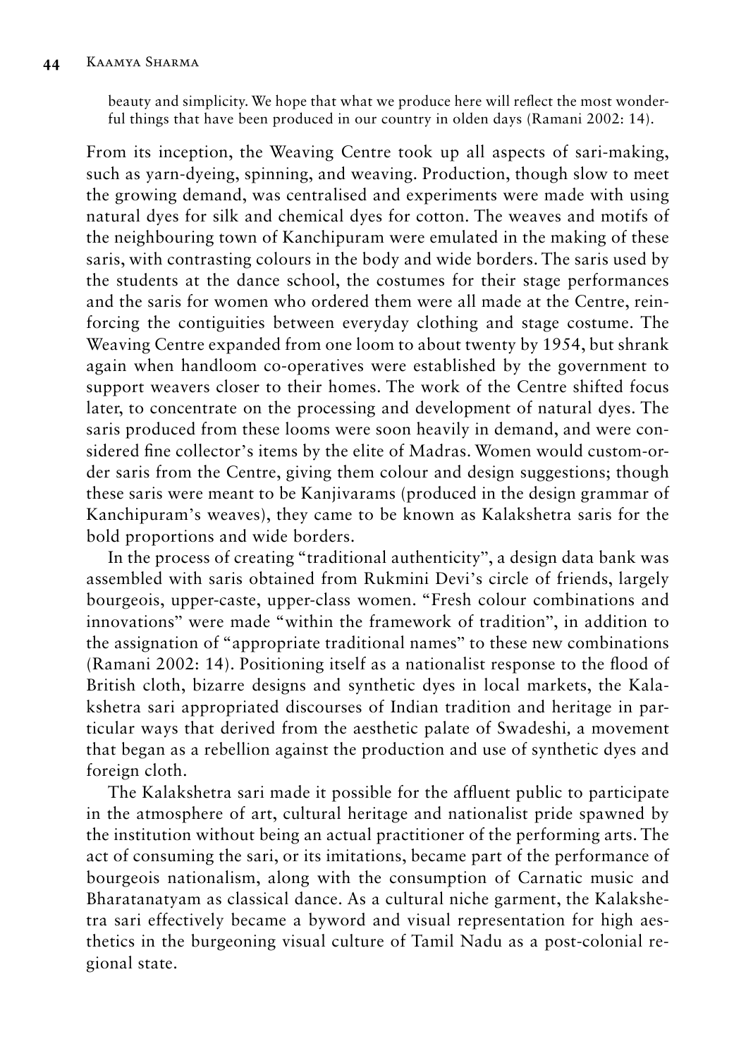> beauty and simplicity. We hope that what we produce here will reflect the most wonderful things that have been produced in our country in olden days (Ramani 2002: 14).

From its inception, the Weaving Centre took up all aspects of sari-making, such as yarn-dyeing, spinning, and weaving. Production, though slow to meet the growing demand, was centralised and experiments were made with using natural dyes for silk and chemical dyes for cotton. The weaves and motifs of the neighbouring town of Kanchipuram were emulated in the making of these saris, with contrasting colours in the body and wide borders. The saris used by the students at the dance school, the costumes for their stage performances and the saris for women who ordered them were all made at the Centre, reinforcing the contiguities between everyday clothing and stage costume. The Weaving Centre expanded from one loom to about twenty by 1954, but shrank again when handloom co-operatives were established by the government to support weavers closer to their homes. The work of the Centre shifted focus later, to concentrate on the processing and development of natural dyes. The saris produced from these looms were soon heavily in demand, and were considered fine collector's items by the elite of Madras. Women would custom-order saris from the Centre, giving them colour and design suggestions; though these saris were meant to be Kanjivarams (produced in the design grammar of Kanchipuram's weaves), they came to be known as Kalakshetra saris for the bold proportions and wide borders.

In the process of creating "traditional authenticity", a design data bank was assembled with saris obtained from Rukmini Devi's circle of friends, largely bourgeois, upper-caste, upper-class women. "Fresh colour combinations and innovations" were made "within the framework of tradition", in addition to the assignation of "appropriate traditional names" to these new combinations (Ramani 2002: 14). Positioning itself as a nationalist response to the flood of British cloth, bizarre designs and synthetic dyes in local markets, the Kalakshetra sari appropriated discourses of Indian tradition and heritage in particular ways that derived from the aesthetic palate of Swadeshi, a movement that began as a rebellion against the production and use of synthetic dyes and foreign cloth.

The Kalakshetra sari made it possible for the affluent public to participate in the atmosphere of art, cultural heritage and nationalist pride spawned by the institution without being an actual practitioner of the performing arts. The act of consuming the sari, or its imitations, became part of the performance of bourgeois nationalism, along with the consumption of Carnatic music and Bharatanatyam as classical dance. As a cultural niche garment, the Kalakshetra sari effectively became a byword and visual representation for high aesthetics in the burgeoning visual culture of Tamil Nadu as a post-colonial regional state.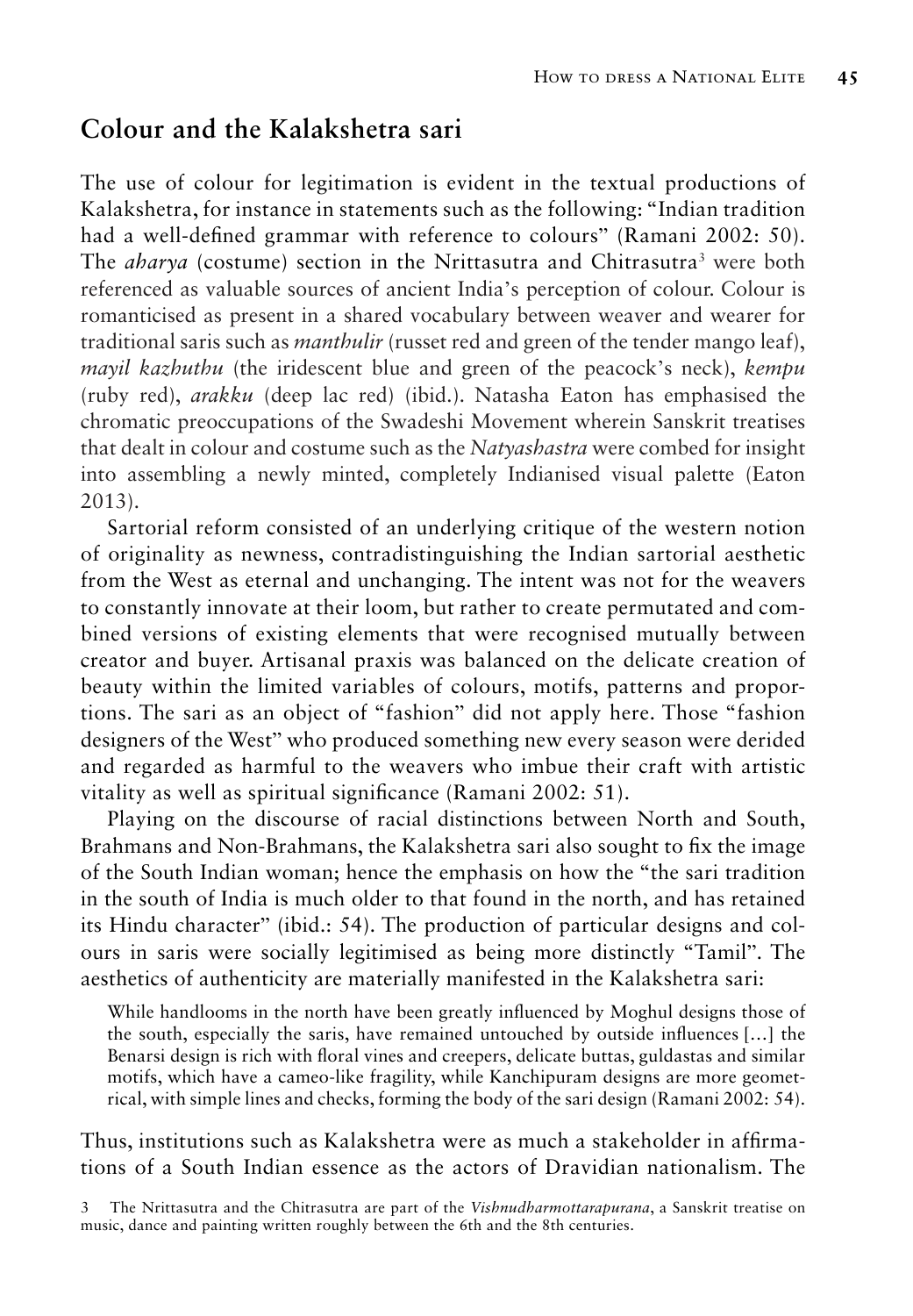## Colour and the Kalakshetra sari

The use of colour for legitimation is evident in the textual productions of Kalakshetra, for instance in statements such as the following: "Indian tradition had a well-defined grammar with reference to colours" (Ramani 2002: 50). The *aharya* (costume) section in the Nrittasutra and Chitrasutra[3] were both referenced as valuable sources of ancient India's perception of colour. Colour is romanticised as present in a shared vocabulary between weaver and wearer for traditional saris such as *manthulir* (russet red and green of the tender mango leaf), *mayil kazhuthu* (the iridescent blue and green of the peacock's neck), *kempu* (ruby red), *arakku* (deep lac red) (ibid.). Natasha Eaton has emphasised the chromatic preoccupations of the Swadeshi Movement wherein Sanskrit treatises that dealt in colour and costume such as the *Natyashastra* were combed for insight into assembling a newly minted, completely Indianised visual palette (Eaton 2013).

Sartorial reform consisted of an underlying critique of the western notion of originality as newness, contradistinguishing the Indian sartorial aesthetic from the West as eternal and unchanging. The intent was not for the weavers to constantly innovate at their loom, but rather to create permutated and combined versions of existing elements that were recognised mutually between creator and buyer. Artisanal praxis was balanced on the delicate creation of beauty within the limited variables of colours, motifs, patterns and proportions. The sari as an object of "fashion" did not apply here. Those "fashion designers of the West" who produced something new every season were derided and regarded as harmful to the weavers who imbue their craft with artistic vitality as well as spiritual significance (Ramani 2002: 51).

Playing on the discourse of racial distinctions between North and South, Brahmans and Non-Brahmans, the Kalakshetra sari also sought to fix the image of the South Indian woman; hence the emphasis on how the "the sari tradition in the south of India is much older to that found in the north, and has retained its Hindu character" (ibid.: 54). The production of particular designs and colours in saris were socially legitimised as being more distinctly "Tamil". The aesthetics of authenticity are materially manifested in the Kalakshetra sari:

> While handlooms in the north have been greatly influenced by Moghul designs those of the south, especially the saris, have remained untouched by outside influences [...] the Benarsi design is rich with floral vines and creepers, delicate buttas, guldastas and similar motifs, which have a cameo-like fragility, while Kanchipuram designs are more geometrical, with simple lines and checks, forming the body of the sari design (Ramani 2002: 54).

Thus, institutions such as Kalakshetra were as much a stakeholder in affirmations of a South Indian essence as the actors of Dravidian nationalism. The

3 The Nrittasutra and the Chitrasutra are part of the *Vishnudharmottarapurana*, a Sanskrit treatise on music, dance and painting written roughly between the 6th and the 8th centuries.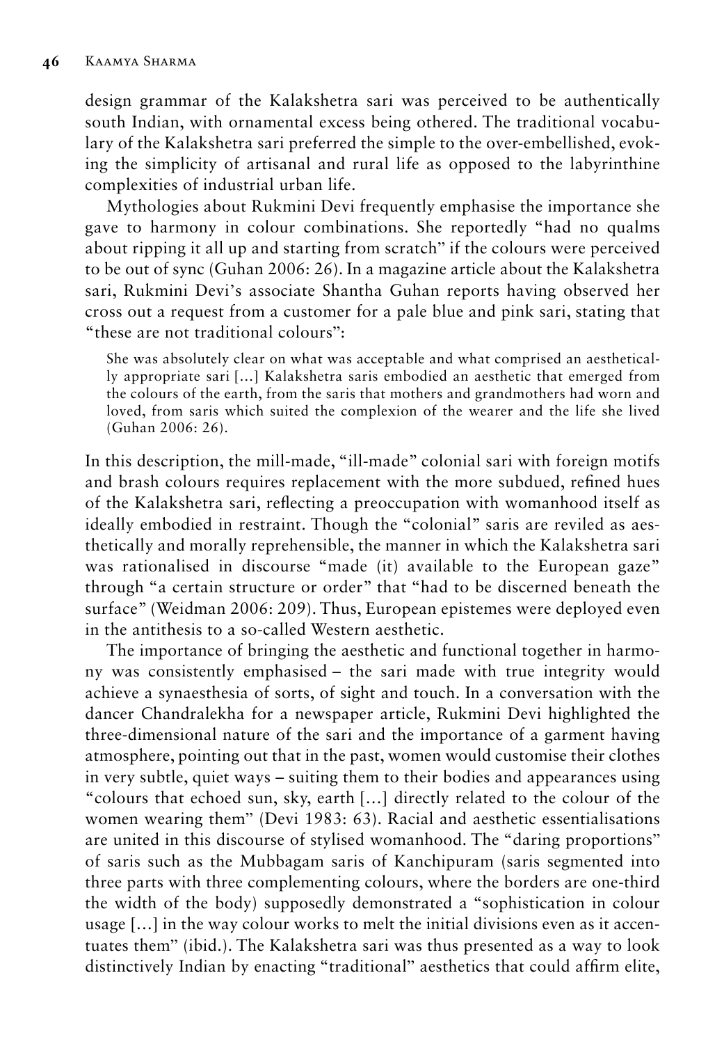design grammar of the Kalakshetra sari was perceived to be authentically south Indian, with ornamental excess being othered. The traditional vocabulary of the Kalakshetra sari preferred the simple to the over-embellished, evoking the simplicity of artisanal and rural life as opposed to the labyrinthine complexities of industrial urban life.

Mythologies about Rukmini Devi frequently emphasise the importance she gave to harmony in colour combinations. She reportedly "had no qualms about ripping it all up and starting from scratch" if the colours were perceived to be out of sync (Guhan 2006: 26). In a magazine article about the Kalakshetra sari, Rukmini Devi's associate Shantha Guhan reports having observed her cross out a request from a customer for a pale blue and pink sari, stating that "these are not traditional colours":

> She was absolutely clear on what was acceptable and what comprised an aesthetically appropriate sari [...] Kalakshetra saris embodied an aesthetic that emerged from the colours of the earth, from the saris that mothers and grandmothers had worn and loved, from saris which suited the complexion of the wearer and the life she lived (Guhan 2006: 26).

In this description, the mill-made, "ill-made" colonial sari with foreign motifs and brash colours requires replacement with the more subdued, refined hues of the Kalakshetra sari, reflecting a preoccupation with womanhood itself as ideally embodied in restraint. Though the "colonial" saris are reviled as aesthetically and morally reprehensible, the manner in which the Kalakshetra sari was rationalised in discourse "made (it) available to the European gaze" through "a certain structure or order" that "had to be discerned beneath the surface" (Weidman 2006: 209). Thus, European epistemes were deployed even in the antithesis to a so-called Western aesthetic.

The importance of bringing the aesthetic and functional together in harmony was consistently emphasised – the sari made with true integrity would achieve a synaesthesia of sorts, of sight and touch. In a conversation with the dancer Chandralekha for a newspaper article, Rukmini Devi highlighted the three-dimensional nature of the sari and the importance of a garment having atmosphere, pointing out that in the past, women would customise their clothes in very subtle, quiet ways – suiting them to their bodies and appearances using "colours that echoed sun, sky, earth [...] directly related to the colour of the women wearing them" (Devi 1983: 63). Racial and aesthetic essentialisations are united in this discourse of stylised womanhood. The "daring proportions" of saris such as the Mubbagam saris of Kanchipuram (saris segmented into three parts with three complementing colours, where the borders are one-third the width of the body) supposedly demonstrated a "sophistication in colour usage [...] in the way colour works to melt the initial divisions even as it accentuates them" (ibid.). The Kalakshetra sari was thus presented as a way to look distinctively Indian by enacting "traditional" aesthetics that could affirm elite,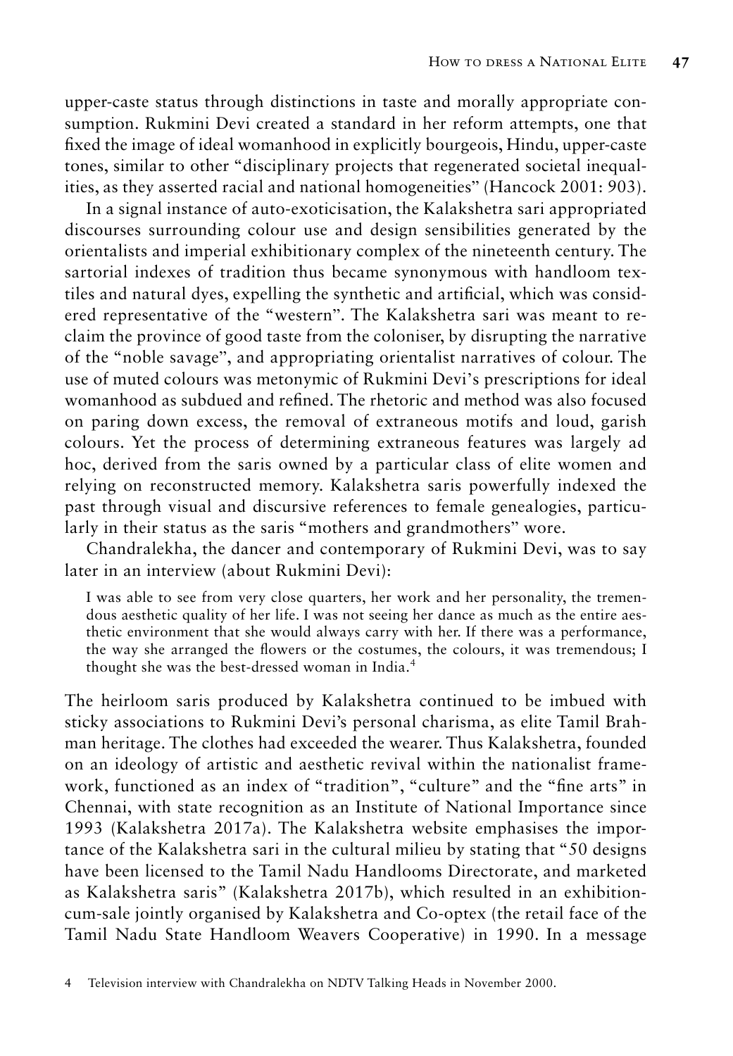upper-caste status through distinctions in taste and morally appropriate consumption. Rukmini Devi created a standard in her reform attempts, one that fixed the image of ideal womanhood in explicitly bourgeois, Hindu, upper-caste tones, similar to other "disciplinary projects that regenerated societal inequalities, as they asserted racial and national homogeneities" (Hancock 2001: 903).

In a signal instance of auto-exoticisation, the Kalakshetra sari appropriated discourses surrounding colour use and design sensibilities generated by the orientalists and imperial exhibitionary complex of the nineteenth century. The sartorial indexes of tradition thus became synonymous with handloom textiles and natural dyes, expelling the synthetic and artificial, which was considered representative of the "western". The Kalakshetra sari was meant to reclaim the province of good taste from the coloniser, by disrupting the narrative of the "noble savage", and appropriating orientalist narratives of colour. The use of muted colours was metonymic of Rukmini Devi's prescriptions for ideal womanhood as subdued and refined. The rhetoric and method was also focused on paring down excess, the removal of extraneous motifs and loud, garish colours. Yet the process of determining extraneous features was largely ad hoc, derived from the saris owned by a particular class of elite women and relying on reconstructed memory. Kalakshetra saris powerfully indexed the past through visual and discursive references to female genealogies, particularly in their status as the saris "mothers and grandmothers" wore.

Chandralekha, the dancer and contemporary of Rukmini Devi, was to say later in an interview (about Rukmini Devi):

> I was able to see from very close quarters, her work and her personality, the tremendous aesthetic quality of her life. I was not seeing her dance as much as the entire aesthetic environment that she would always carry with her. If there was a performance, the way she arranged the flowers or the costumes, the colours, it was tremendous; I thought she was the best-dressed woman in India.[4]

The heirloom saris produced by Kalakshetra continued to be imbued with sticky associations to Rukmini Devi's personal charisma, as elite Tamil Brahman heritage. The clothes had exceeded the wearer. Thus Kalakshetra, founded on an ideology of artistic and aesthetic revival within the nationalist framework, functioned as an index of "tradition", "culture" and the "fine arts" in Chennai, with state recognition as an Institute of National Importance since 1993 (Kalakshetra 2017a). The Kalakshetra website emphasises the importance of the Kalakshetra sari in the cultural milieu by stating that "50 designs have been licensed to the Tamil Nadu Handlooms Directorate, and marketed as Kalakshetra saris" (Kalakshetra 2017b), which resulted in an exhibition-cum-sale jointly organised by Kalakshetra and Co-optex (the retail face of the Tamil Nadu State Handloom Weavers Cooperative) in 1990. In a message

4 Television interview with Chandralekha on NDTV Talking Heads in November 2000.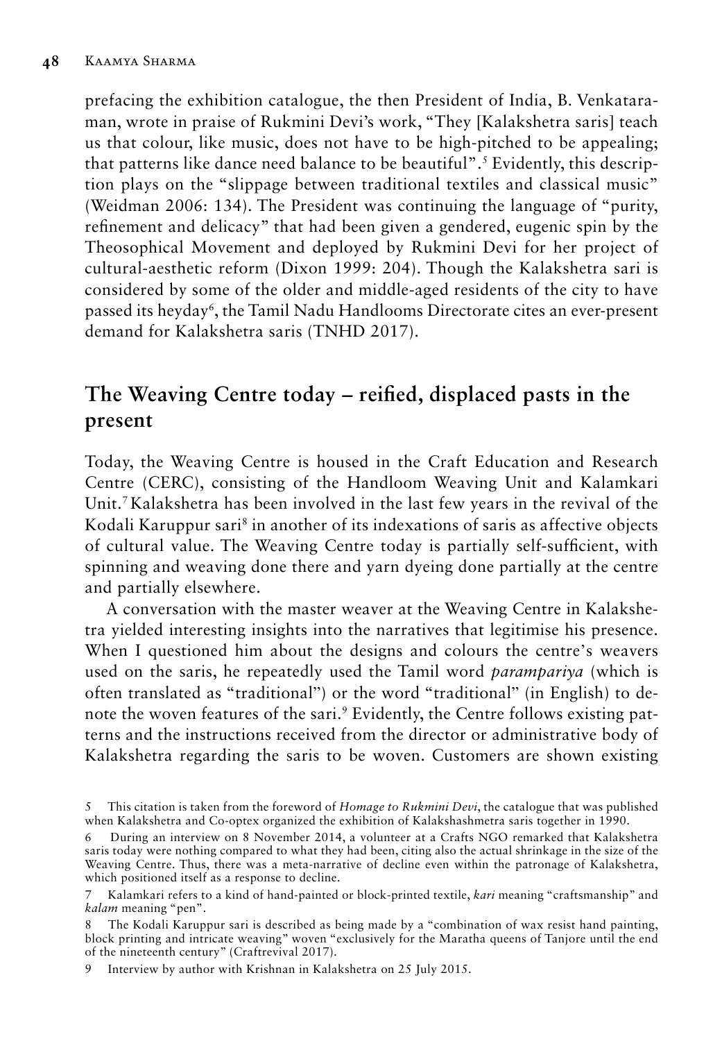prefacing the exhibition catalogue, the then President of India, B. Venkataraman, wrote in praise of Rukmini Devi's work, "They [Kalakshetra saris] teach us that colour, like music, does not have to be high-pitched to be appealing; that patterns like dance need balance to be beautiful".[5] Evidently, this description plays on the "slippage between traditional textiles and classical music" (Weidman 2006: 134). The President was continuing the language of "purity, refinement and delicacy" that had been given a gendered, eugenic spin by the Theosophical Movement and deployed by Rukmini Devi for her project of cultural-aesthetic reform (Dixon 1999: 204). Though the Kalakshetra sari is considered by some of the older and middle-aged residents of the city to have passed its heyday[6], the Tamil Nadu Handlooms Directorate cites an ever-present demand for Kalakshetra saris (TNHD 2017).

## The Weaving Centre today – reified, displaced pasts in the present

Today, the Weaving Centre is housed in the Craft Education and Research Centre (CERC), consisting of the Handloom Weaving Unit and Kalamkari Unit.[7] Kalakshetra has been involved in the last few years in the revival of the Kodali Karuppur sari[8] in another of its indexations of saris as affective objects of cultural value. The Weaving Centre today is partially self-sufficient, with spinning and weaving done there and yarn dyeing done partially at the centre and partially elsewhere.

A conversation with the master weaver at the Weaving Centre in Kalakshetra yielded interesting insights into the narratives that legitimise his presence. When I questioned him about the designs and colours the centre's weavers used on the saris, he repeatedly used the Tamil word *parampariya* (which is often translated as "traditional") or the word "traditional" (in English) to denote the woven features of the sari.[9] Evidently, the Centre follows existing patterns and the instructions received from the director or administrative body of Kalakshetra regarding the saris to be woven. Customers are shown existing

5 This citation is taken from the foreword of *Homage to Rukmini Devi*, the catalogue that was published when Kalakshetra and Co-optex organized the exhibition of Kalakshashmetra saris together in 1990.

6 During an interview on 8 November 2014, a volunteer at a Crafts NGO remarked that Kalakshetra saris today were nothing compared to what they had been, citing also the actual shrinkage in the size of the Weaving Centre. Thus, there was a meta-narrative of decline even within the patronage of Kalakshetra, which positioned itself as a response to decline.

7 Kalamkari refers to a kind of hand-painted or block-printed textile, *kari* meaning "craftsmanship" and *kalam* meaning "pen".

8 The Kodali Karuppur sari is described as being made by a "combination of wax resist hand painting, block printing and intricate weaving" woven "exclusively for the Maratha queens of Tanjore until the end of the nineteenth century" (Craftrevival 2017).

9 Interview by author with Krishnan in Kalakshetra on 25 July 2015.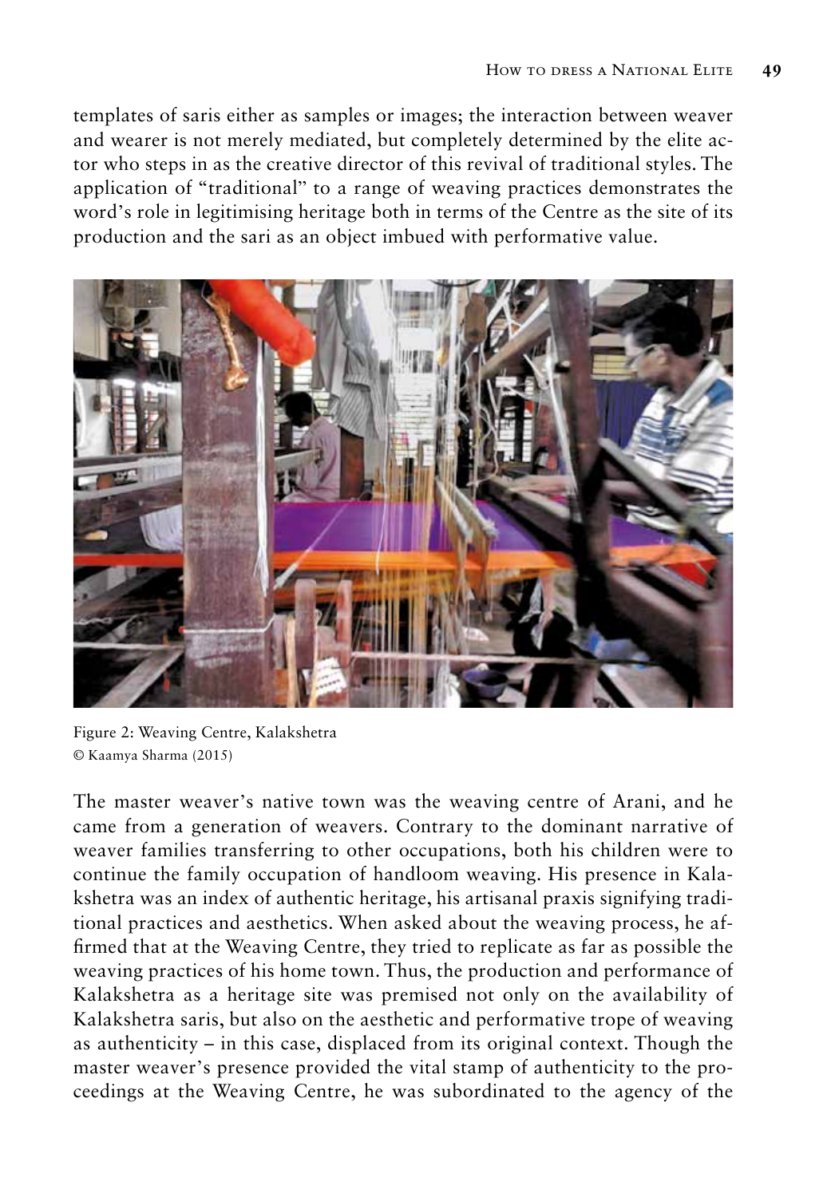templates of saris either as samples or images; the interaction between weaver and wearer is not merely mediated, but completely determined by the elite actor who steps in as the creative director of this revival of traditional styles. The application of "traditional" to a range of weaving practices demonstrates the word's role in legitimising heritage both in terms of the Centre as the site of its production and the sari as an object imbued with performative value.

Figure 2: Weaving Centre, Kalakshetra
© Kaamya Sharma (2015)

The master weaver's native town was the weaving centre of Arani, and he came from a generation of weavers. Contrary to the dominant narrative of weaver families transferring to other occupations, both his children were to continue the family occupation of handloom weaving. His presence in Kalakshetra was an index of authentic heritage, his artisanal praxis signifying traditional practices and aesthetics. When asked about the weaving process, he affirmed that at the Weaving Centre, they tried to replicate as far as possible the weaving practices of his home town. Thus, the production and performance of Kalakshetra as a heritage site was premised not only on the availability of Kalakshetra saris, but also on the aesthetic and performative trope of weaving as authenticity – in this case, displaced from its original context. Though the master weaver's presence provided the vital stamp of authenticity to the proceedings at the Weaving Centre, he was subordinated to the agency of the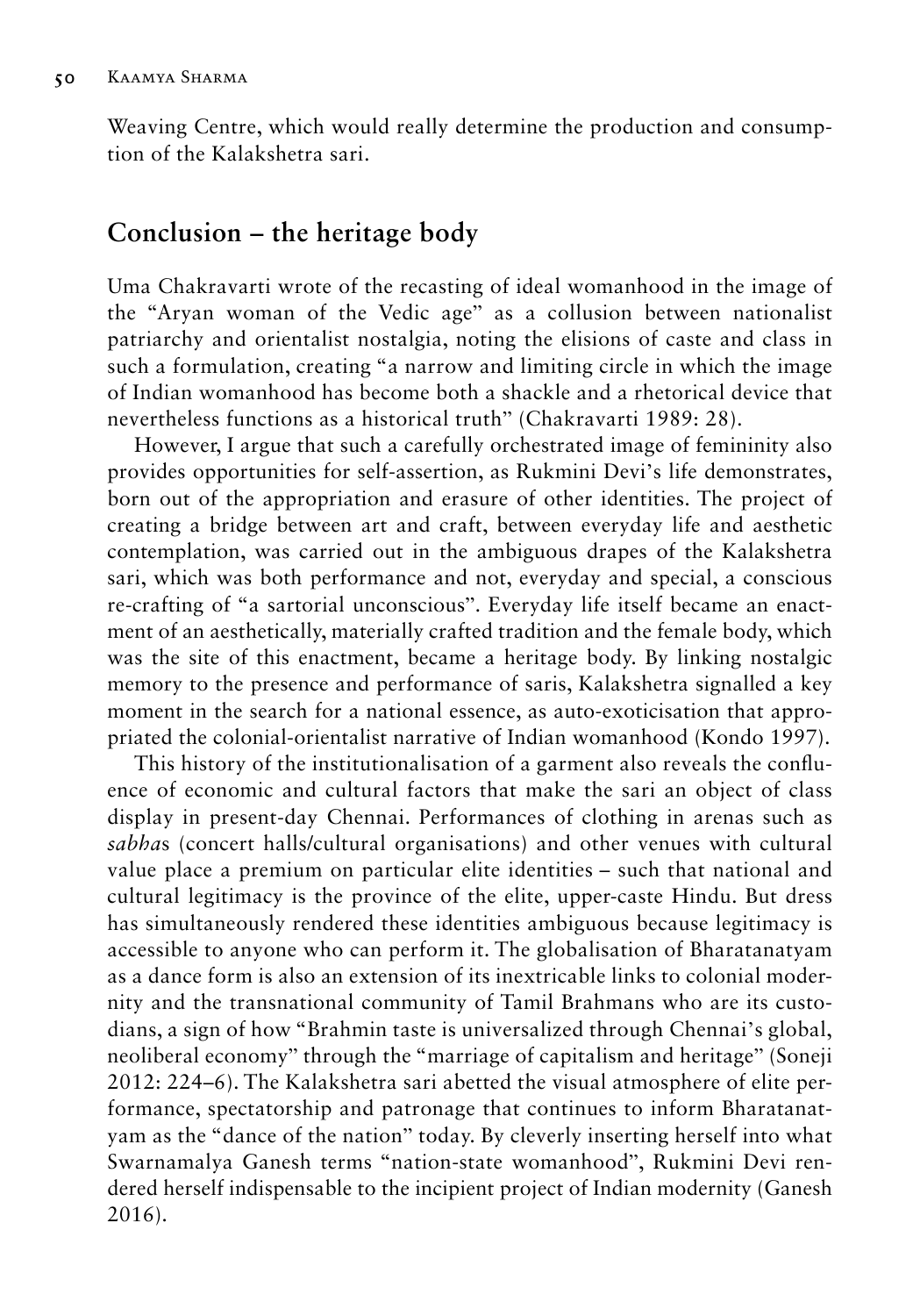Weaving Centre, which would really determine the production and consumption of the Kalakshetra sari.

## Conclusion – the heritage body

Uma Chakravarti wrote of the recasting of ideal womanhood in the image of the "Aryan woman of the Vedic age" as a collusion between nationalist patriarchy and orientalist nostalgia, noting the elisions of caste and class in such a formulation, creating "a narrow and limiting circle in which the image of Indian womanhood has become both a shackle and a rhetorical device that nevertheless functions as a historical truth" (Chakravarti 1989: 28).

However, I argue that such a carefully orchestrated image of femininity also provides opportunities for self-assertion, as Rukmini Devi's life demonstrates, born out of the appropriation and erasure of other identities. The project of creating a bridge between art and craft, between everyday life and aesthetic contemplation, was carried out in the ambiguous drapes of the Kalakshetra sari, which was both performance and not, everyday and special, a conscious re-crafting of "a sartorial unconscious". Everyday life itself became an enactment of an aesthetically, materially crafted tradition and the female body, which was the site of this enactment, became a heritage body. By linking nostalgic memory to the presence and performance of saris, Kalakshetra signalled a key moment in the search for a national essence, as auto-exoticisation that appropriated the colonial-orientalist narrative of Indian womanhood (Kondo 1997).

This history of the institutionalisation of a garment also reveals the confluence of economic and cultural factors that make the sari an object of class display in present-day Chennai. Performances of clothing in arenas such as *sabha*s (concert halls/cultural organisations) and other venues with cultural value place a premium on particular elite identities – such that national and cultural legitimacy is the province of the elite, upper-caste Hindu. But dress has simultaneously rendered these identities ambiguous because legitimacy is accessible to anyone who can perform it. The globalisation of Bharatanatyam as a dance form is also an extension of its inextricable links to colonial modernity and the transnational community of Tamil Brahmans who are its custodians, a sign of how "Brahmin taste is universalized through Chennai's global, neoliberal economy" through the "marriage of capitalism and heritage" (Soneji 2012: 224–6). The Kalakshetra sari abetted the visual atmosphere of elite performance, spectatorship and patronage that continues to inform Bharatanatyam as the "dance of the nation" today. By cleverly inserting herself into what Swarnamalya Ganesh terms "nation-state womanhood", Rukmini Devi rendered herself indispensable to the incipient project of Indian modernity (Ganesh 2016).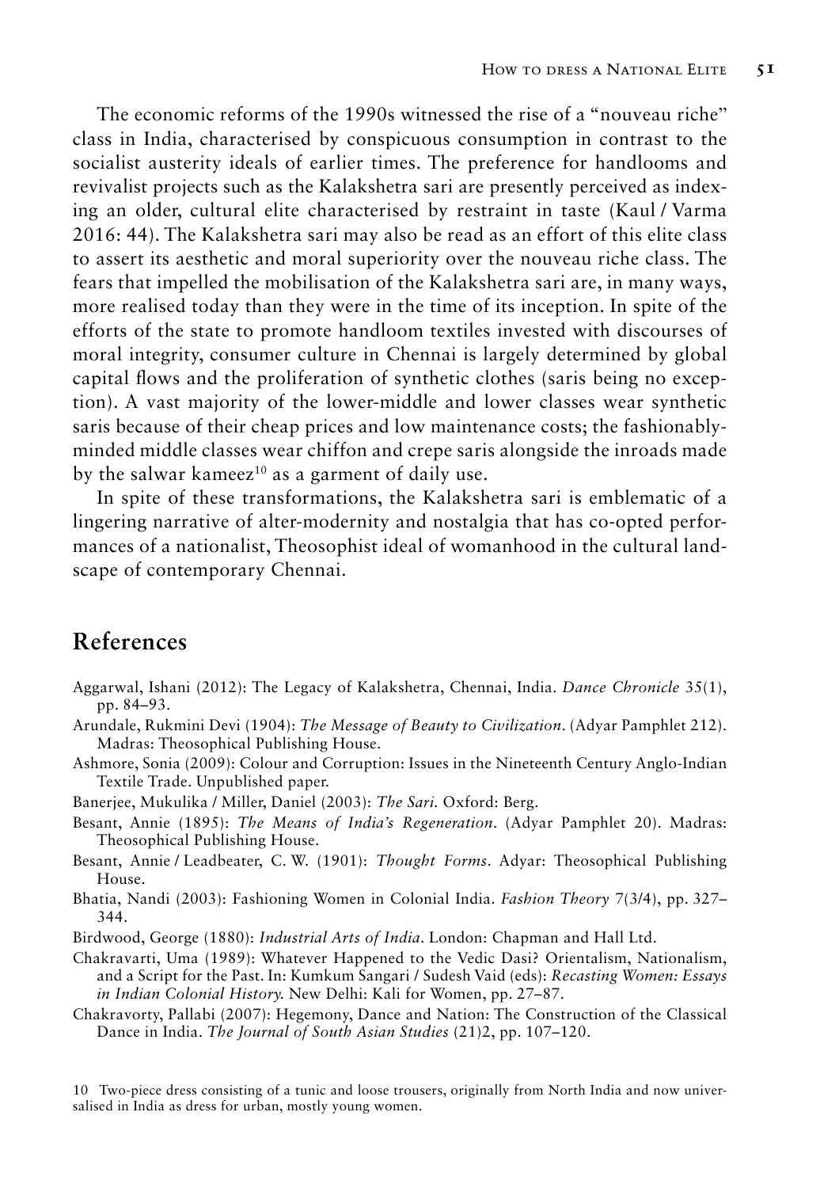The economic reforms of the 1990s witnessed the rise of a "nouveau riche" class in India, characterised by conspicuous consumption in contrast to the socialist austerity ideals of earlier times. The preference for handlooms and revivalist projects such as the Kalakshetra sari are presently perceived as indexing an older, cultural elite characterised by restraint in taste (Kaul / Varma 2016: 44). The Kalakshetra sari may also be read as an effort of this elite class to assert its aesthetic and moral superiority over the nouveau riche class. The fears that impelled the mobilisation of the Kalakshetra sari are, in many ways, more realised today than they were in the time of its inception. In spite of the efforts of the state to promote handloom textiles invested with discourses of moral integrity, consumer culture in Chennai is largely determined by global capital flows and the proliferation of synthetic clothes (saris being no exception). A vast majority of the lower-middle and lower classes wear synthetic saris because of their cheap prices and low maintenance costs; the fashionably-minded middle classes wear chiffon and crepe saris alongside the inroads made by the salwar kameez[10] as a garment of daily use.

In spite of these transformations, the Kalakshetra sari is emblematic of a lingering narrative of alter-modernity and nostalgia that has co-opted performances of a nationalist, Theosophist ideal of womanhood in the cultural landscape of contemporary Chennai.

## References

Aggarwal, Ishani (2012): The Legacy of Kalakshetra, Chennai, India. *Dance Chronicle* 35(1), pp. 84–93.

Arundale, Rukmini Devi (1904): *The Message of Beauty to Civilization*. (Adyar Pamphlet 212). Madras: Theosophical Publishing House.

Ashmore, Sonia (2009): Colour and Corruption: Issues in the Nineteenth Century Anglo-Indian Textile Trade. Unpublished paper.

Banerjee, Mukulika / Miller, Daniel (2003): *The Sari*. Oxford: Berg.

Besant, Annie (1895): *The Means of India's Regeneration*. (Adyar Pamphlet 20). Madras: Theosophical Publishing House.

Besant, Annie / Leadbeater, C. W. (1901): *Thought Forms*. Adyar: Theosophical Publishing House.

Bhatia, Nandi (2003): Fashioning Women in Colonial India. *Fashion Theory* 7(3/4), pp. 327–344.

Birdwood, George (1880): *Industrial Arts of India*. London: Chapman and Hall Ltd.

Chakravarti, Uma (1989): Whatever Happened to the Vedic Dasi? Orientalism, Nationalism, and a Script for the Past. In: Kumkum Sangari / Sudesh Vaid (eds): *Recasting Women: Essays in Indian Colonial History.* New Delhi: Kali for Women, pp. 27–87.

Chakravorty, Pallabi (2007): Hegemony, Dance and Nation: The Construction of the Classical Dance in India. *The Journal of South Asian Studies* (21)2, pp. 107–120.

10 Two-piece dress consisting of a tunic and loose trousers, originally from North India and now universalised in India as dress for urban, mostly young women.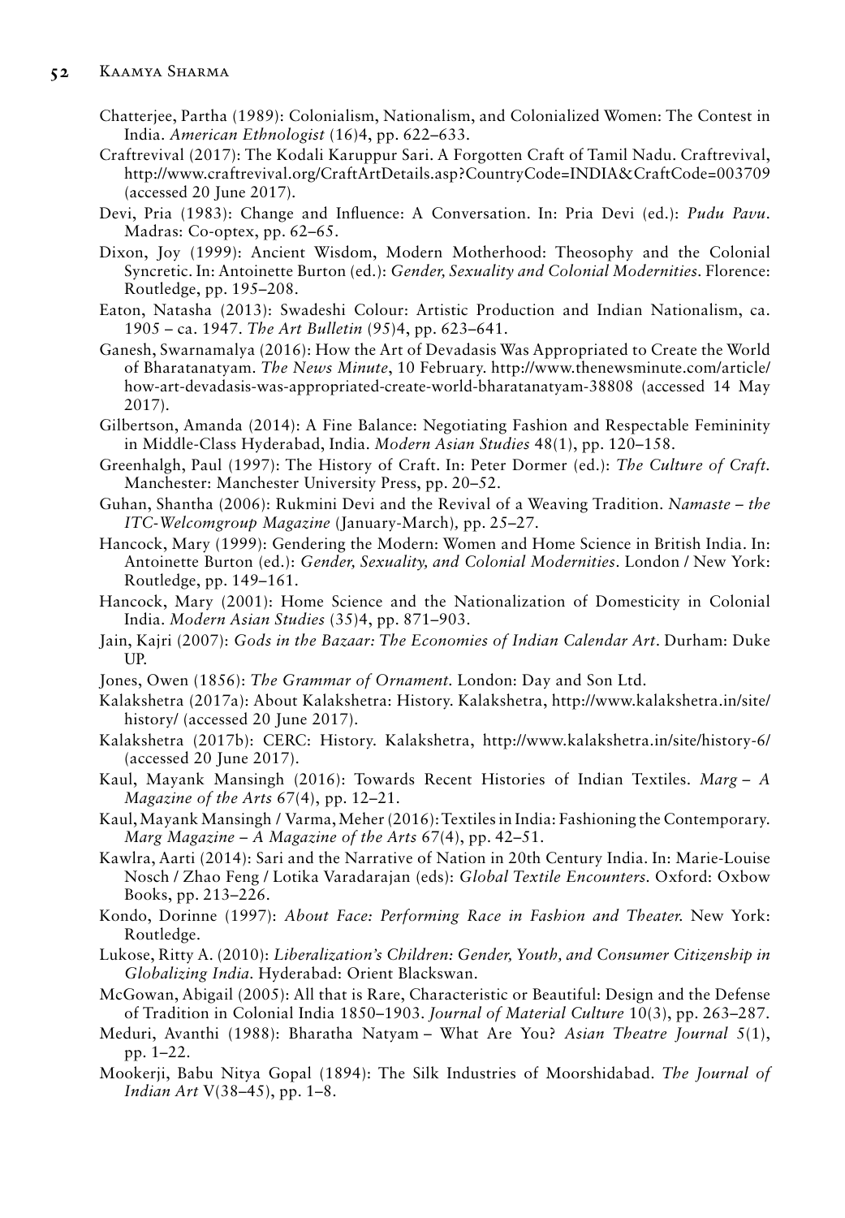Chatterjee, Partha (1989): Colonialism, Nationalism, and Colonialized Women: The Contest in India. *American Ethnologist* (16)4, pp. 622–633.

Craftrevival (2017): The Kodali Karuppur Sari. A Forgotten Craft of Tamil Nadu. Craftrevival, http://www.craftrevival.org/CraftArtDetails.asp?CountryCode=INDIA&CraftCode=003709 (accessed 20 June 2017).

Devi, Pria (1983): Change and Influence: A Conversation. In: Pria Devi (ed.): *Pudu Pavu*. Madras: Co-optex, pp. 62–65.

Dixon, Joy (1999): Ancient Wisdom, Modern Motherhood: Theosophy and the Colonial Syncretic. In: Antoinette Burton (ed.): *Gender, Sexuality and Colonial Modernities*. Florence: Routledge, pp. 195–208.

Eaton, Natasha (2013): Swadeshi Colour: Artistic Production and Indian Nationalism, ca. 1905 – ca. 1947. *The Art Bulletin* (95)4, pp. 623–641.

Ganesh, Swarnamalya (2016): How the Art of Devadasis Was Appropriated to Create the World of Bharatanatyam. *The News Minute*, 10 February. http://www.thenewsminute.com/article/how-art-devadasis-was-appropriated-create-world-bharatanatyam-38808 (accessed 14 May 2017).

Gilbertson, Amanda (2014): A Fine Balance: Negotiating Fashion and Respectable Femininity in Middle-Class Hyderabad, India. *Modern Asian Studies* 48(1), pp. 120–158.

Greenhalgh, Paul (1997): The History of Craft. In: Peter Dormer (ed.): *The Culture of Craft*. Manchester: Manchester University Press, pp. 20–52.

Guhan, Shantha (2006): Rukmini Devi and the Revival of a Weaving Tradition. *Namaste – the ITC-Welcomgroup Magazine* (January-March), pp. 25–27.

Hancock, Mary (1999): Gendering the Modern: Women and Home Science in British India. In: Antoinette Burton (ed.): *Gender, Sexuality, and Colonial Modernities*. London / New York: Routledge, pp. 149–161.

Hancock, Mary (2001): Home Science and the Nationalization of Domesticity in Colonial India. *Modern Asian Studies* (35)4, pp. 871–903.

Jain, Kajri (2007): *Gods in the Bazaar: The Economies of Indian Calendar Art*. Durham: Duke UP.

Jones, Owen (1856): *The Grammar of Ornament*. London: Day and Son Ltd.

Kalakshetra (2017a): About Kalakshetra: History. Kalakshetra, http://www.kalakshetra.in/site/history/ (accessed 20 June 2017).

Kalakshetra (2017b): CERC: History. Kalakshetra, http://www.kalakshetra.in/site/history-6/ (accessed 20 June 2017).

Kaul, Mayank Mansingh (2016): Towards Recent Histories of Indian Textiles. *Marg – A Magazine of the Arts* 67(4), pp. 12–21.

Kaul, Mayank Mansingh / Varma, Meher (2016): Textiles in India: Fashioning the Contemporary. *Marg Magazine – A Magazine of the Arts* 67(4), pp. 42–51.

Kawlra, Aarti (2014): Sari and the Narrative of Nation in 20th Century India. In: Marie-Louise Nosch / Zhao Feng / Lotika Varadarajan (eds): *Global Textile Encounters*. Oxford: Oxbow Books, pp. 213–226.

Kondo, Dorinne (1997): *About Face: Performing Race in Fashion and Theater*. New York: Routledge.

Lukose, Ritty A. (2010): *Liberalization's Children: Gender, Youth, and Consumer Citizenship in Globalizing India*. Hyderabad: Orient Blackswan.

McGowan, Abigail (2005): All that is Rare, Characteristic or Beautiful: Design and the Defense of Tradition in Colonial India 1850–1903. *Journal of Material Culture* 10(3), pp. 263–287.

Meduri, Avanthi (1988): Bharatha Natyam – What Are You? *Asian Theatre Journal* 5(1), pp. 1–22.

Mookerji, Babu Nitya Gopal (1894): The Silk Industries of Moorshidabad. *The Journal of Indian Art* V(38–45), pp. 1–8.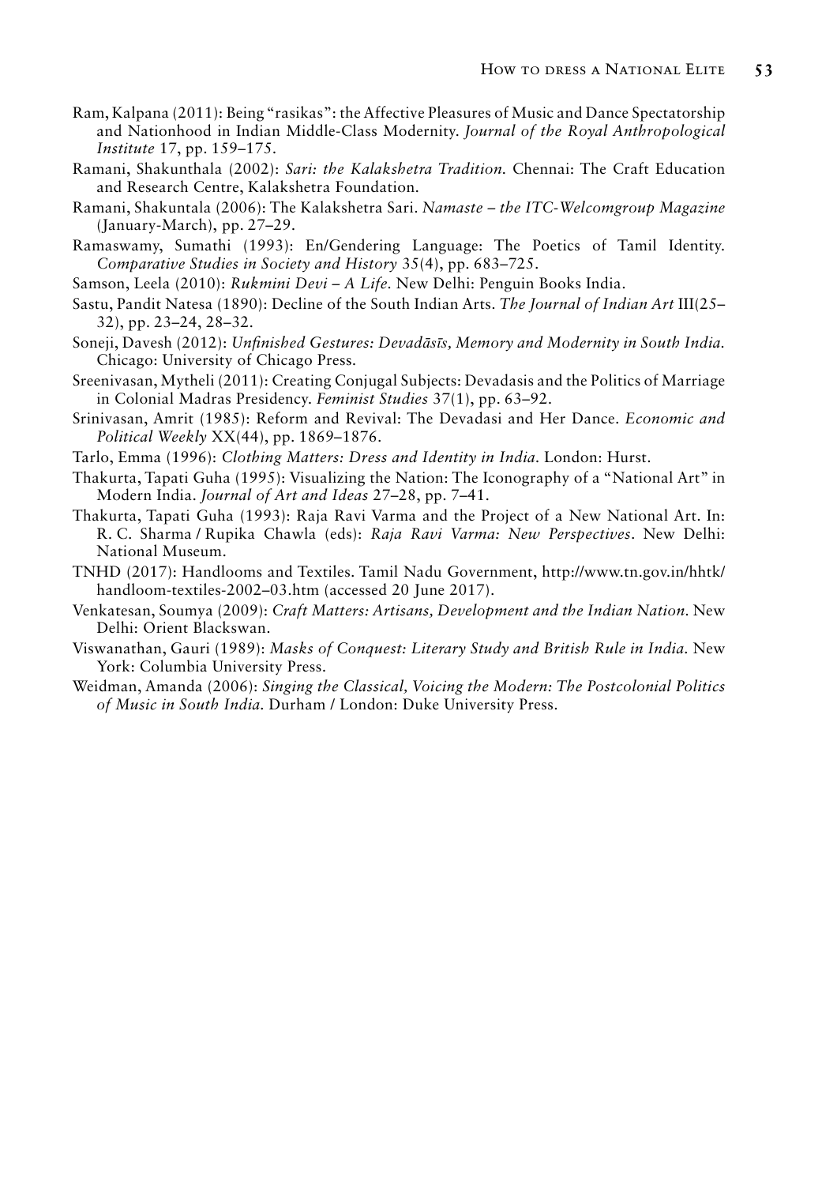Ram, Kalpana (2011): Being "rasikas": the Affective Pleasures of Music and Dance Spectatorship and Nationhood in Indian Middle-Class Modernity. *Journal of the Royal Anthropological Institute* 17, pp. 159–175.

Ramani, Shakunthala (2002): *Sari: the Kalakshetra Tradition.* Chennai: The Craft Education and Research Centre, Kalakshetra Foundation.

Ramani, Shakuntala (2006): The Kalakshetra Sari. *Namaste – the ITC-Welcomgroup Magazine* (January-March), pp. 27–29.

Ramaswamy, Sumathi (1993): En/Gendering Language: The Poetics of Tamil Identity. *Comparative Studies in Society and History* 35(4), pp. 683–725.

Samson, Leela (2010): *Rukmini Devi – A Life.* New Delhi: Penguin Books India.

Sastu, Pandit Natesa (1890): Decline of the South Indian Arts. *The Journal of Indian Art* III(25–32), pp. 23–24, 28–32.

Soneji, Davesh (2012): *Unfinished Gestures: Devadāsīs, Memory and Modernity in South India.* Chicago: University of Chicago Press.

Sreenivasan, Mytheli (2011): Creating Conjugal Subjects: Devadasis and the Politics of Marriage in Colonial Madras Presidency. *Feminist Studies* 37(1), pp. 63–92.

Srinivasan, Amrit (1985): Reform and Revival: The Devadasi and Her Dance. *Economic and Political Weekly* XX(44), pp. 1869–1876.

Tarlo, Emma (1996): *Clothing Matters: Dress and Identity in India.* London: Hurst.

Thakurta, Tapati Guha (1995): Visualizing the Nation: The Iconography of a "National Art" in Modern India. *Journal of Art and Ideas* 27–28, pp. 7–41.

Thakurta, Tapati Guha (1993): Raja Ravi Varma and the Project of a New National Art. In: R. C. Sharma / Rupika Chawla (eds): *Raja Ravi Varma: New Perspectives*. New Delhi: National Museum.

TNHD (2017): Handlooms and Textiles. Tamil Nadu Government, http://www.tn.gov.in/hhtk/handloom-textiles-2002–03.htm (accessed 20 June 2017).

Venkatesan, Soumya (2009): *Craft Matters: Artisans, Development and the Indian Nation.* New Delhi: Orient Blackswan.

Viswanathan, Gauri (1989): *Masks of Conquest: Literary Study and British Rule in India.* New York: Columbia University Press.

Weidman, Amanda (2006): *Singing the Classical, Voicing the Modern: The Postcolonial Politics of Music in South India.* Durham / London: Duke University Press.